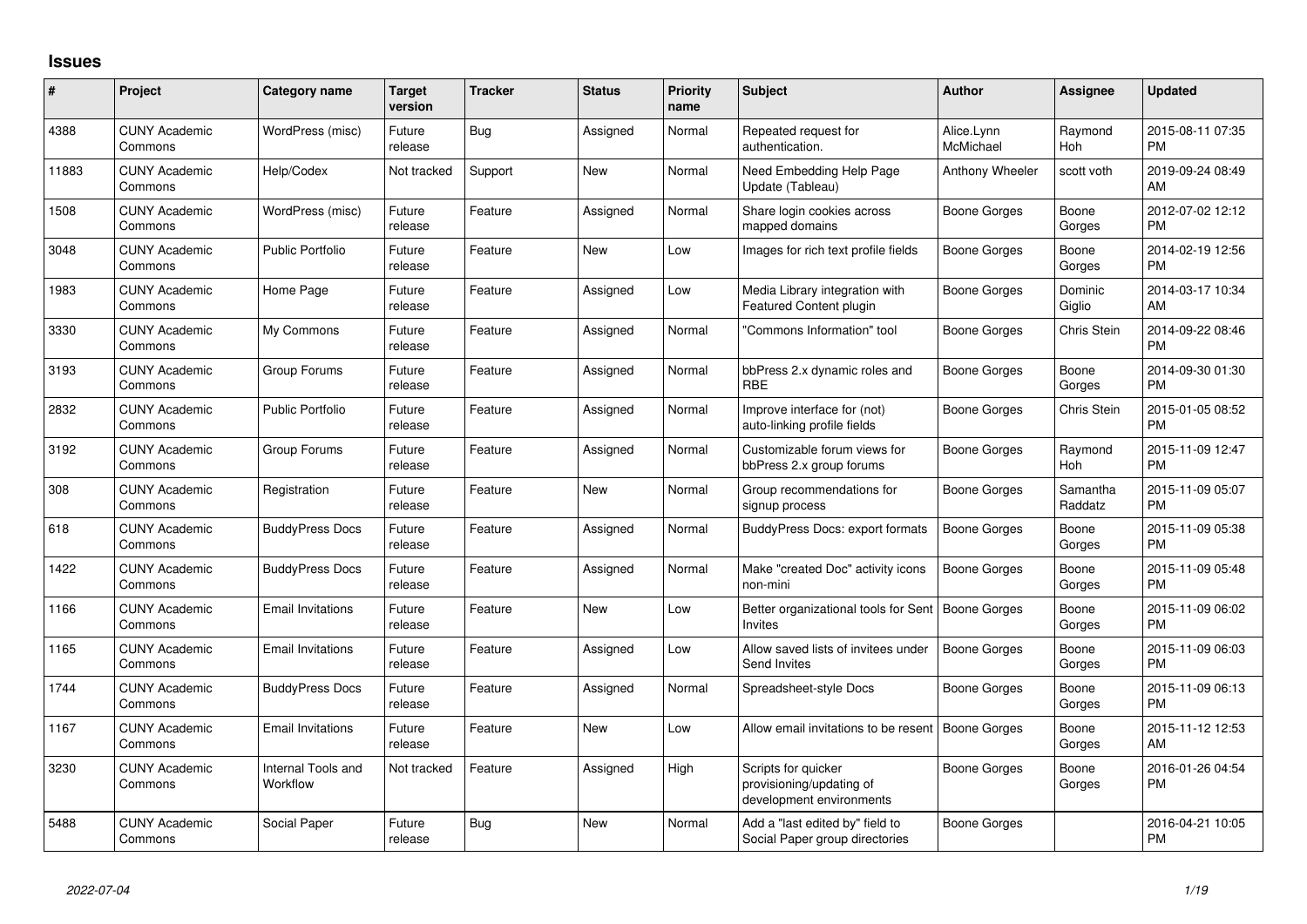## Issues

| # | Project | Category name | Target version | Tracker | Status | Priority name | Subject | Author | Assignee | Updated |
|---|---|---|---|---|---|---|---|---|---|---|
| 4388 | CUNY Academic Commons | WordPress (misc) | Future release | Bug | Assigned | Normal | Repeated request for authentication. | Alice.Lynn McMichael | Raymond Hoh | 2015-08-11 07:35 PM |
| 11883 | CUNY Academic Commons | Help/Codex | Not tracked | Support | New | Normal | Need Embedding Help Page Update (Tableau) | Anthony Wheeler | scott voth | 2019-09-24 08:49 AM |
| 1508 | CUNY Academic Commons | WordPress (misc) | Future release | Feature | Assigned | Normal | Share login cookies across mapped domains | Boone Gorges | Boone Gorges | 2012-07-02 12:12 PM |
| 3048 | CUNY Academic Commons | Public Portfolio | Future release | Feature | New | Low | Images for rich text profile fields | Boone Gorges | Boone Gorges | 2014-02-19 12:56 PM |
| 1983 | CUNY Academic Commons | Home Page | Future release | Feature | Assigned | Low | Media Library integration with Featured Content plugin | Boone Gorges | Dominic Giglio | 2014-03-17 10:34 AM |
| 3330 | CUNY Academic Commons | My Commons | Future release | Feature | Assigned | Normal | "Commons Information" tool | Boone Gorges | Chris Stein | 2014-09-22 08:46 PM |
| 3193 | CUNY Academic Commons | Group Forums | Future release | Feature | Assigned | Normal | bbPress 2.x dynamic roles and RBE | Boone Gorges | Boone Gorges | 2014-09-30 01:30 PM |
| 2832 | CUNY Academic Commons | Public Portfolio | Future release | Feature | Assigned | Normal | Improve interface for (not) auto-linking profile fields | Boone Gorges | Chris Stein | 2015-01-05 08:52 PM |
| 3192 | CUNY Academic Commons | Group Forums | Future release | Feature | Assigned | Normal | Customizable forum views for bbPress 2.x group forums | Boone Gorges | Raymond Hoh | 2015-11-09 12:47 PM |
| 308 | CUNY Academic Commons | Registration | Future release | Feature | New | Normal | Group recommendations for signup process | Boone Gorges | Samantha Raddatz | 2015-11-09 05:07 PM |
| 618 | CUNY Academic Commons | BuddyPress Docs | Future release | Feature | Assigned | Normal | BuddyPress Docs: export formats | Boone Gorges | Boone Gorges | 2015-11-09 05:38 PM |
| 1422 | CUNY Academic Commons | BuddyPress Docs | Future release | Feature | Assigned | Normal | Make "created Doc" activity icons non-mini | Boone Gorges | Boone Gorges | 2015-11-09 05:48 PM |
| 1166 | CUNY Academic Commons | Email Invitations | Future release | Feature | New | Low | Better organizational tools for Sent Invites | Boone Gorges | Boone Gorges | 2015-11-09 06:02 PM |
| 1165 | CUNY Academic Commons | Email Invitations | Future release | Feature | Assigned | Low | Allow saved lists of invitees under Send Invites | Boone Gorges | Boone Gorges | 2015-11-09 06:03 PM |
| 1744 | CUNY Academic Commons | BuddyPress Docs | Future release | Feature | Assigned | Normal | Spreadsheet-style Docs | Boone Gorges | Boone Gorges | 2015-11-09 06:13 PM |
| 1167 | CUNY Academic Commons | Email Invitations | Future release | Feature | New | Low | Allow email invitations to be resent | Boone Gorges | Boone Gorges | 2015-11-12 12:53 AM |
| 3230 | CUNY Academic Commons | Internal Tools and Workflow | Not tracked | Feature | Assigned | High | Scripts for quicker provisioning/updating of development environments | Boone Gorges | Boone Gorges | 2016-01-26 04:54 PM |
| 5488 | CUNY Academic Commons | Social Paper | Future release | Bug | New | Normal | Add a "last edited by" field to Social Paper group directories | Boone Gorges | | 2016-04-21 10:05 PM |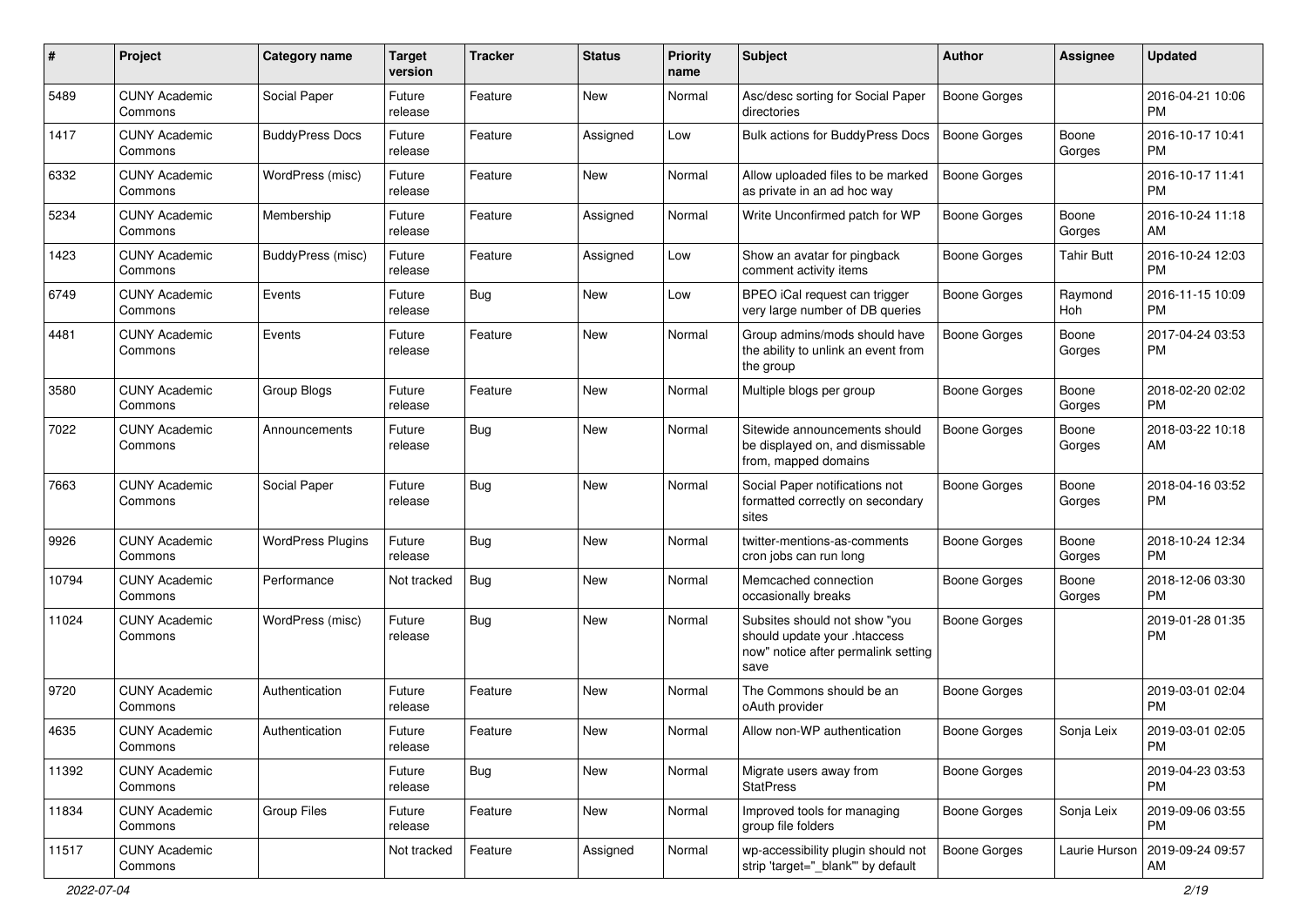| # | Project | Category name | Target version | Tracker | Status | Priority name | Subject | Author | Assignee | Updated |
|---|---|---|---|---|---|---|---|---|---|---|
| 5489 | CUNY Academic Commons | Social Paper | Future release | Feature | New | Normal | Asc/desc sorting for Social Paper directories | Boone Gorges | | 2016-04-21 10:06 PM |
| 1417 | CUNY Academic Commons | BuddyPress Docs | Future release | Feature | Assigned | Low | Bulk actions for BuddyPress Docs | Boone Gorges | Boone Gorges | 2016-10-17 10:41 PM |
| 6332 | CUNY Academic Commons | WordPress (misc) | Future release | Feature | New | Normal | Allow uploaded files to be marked as private in an ad hoc way | Boone Gorges | | 2016-10-17 11:41 PM |
| 5234 | CUNY Academic Commons | Membership | Future release | Feature | Assigned | Normal | Write Unconfirmed patch for WP | Boone Gorges | Boone Gorges | 2016-10-24 11:18 AM |
| 1423 | CUNY Academic Commons | BuddyPress (misc) | Future release | Feature | Assigned | Low | Show an avatar for pingback comment activity items | Boone Gorges | Tahir Butt | 2016-10-24 12:03 PM |
| 6749 | CUNY Academic Commons | Events | Future release | Bug | New | Low | BPEO iCal request can trigger very large number of DB queries | Boone Gorges | Raymond Hoh | 2016-11-15 10:09 PM |
| 4481 | CUNY Academic Commons | Events | Future release | Feature | New | Normal | Group admins/mods should have the ability to unlink an event from the group | Boone Gorges | Boone Gorges | 2017-04-24 03:53 PM |
| 3580 | CUNY Academic Commons | Group Blogs | Future release | Feature | New | Normal | Multiple blogs per group | Boone Gorges | Boone Gorges | 2018-02-20 02:02 PM |
| 7022 | CUNY Academic Commons | Announcements | Future release | Bug | New | Normal | Sitewide announcements should be displayed on, and dismissable from, mapped domains | Boone Gorges | Boone Gorges | 2018-03-22 10:18 AM |
| 7663 | CUNY Academic Commons | Social Paper | Future release | Bug | New | Normal | Social Paper notifications not formatted correctly on secondary sites | Boone Gorges | Boone Gorges | 2018-04-16 03:52 PM |
| 9926 | CUNY Academic Commons | WordPress Plugins | Future release | Bug | New | Normal | twitter-mentions-as-comments cron jobs can run long | Boone Gorges | Boone Gorges | 2018-10-24 12:34 PM |
| 10794 | CUNY Academic Commons | Performance | Not tracked | Bug | New | Normal | Memcached connection occasionally breaks | Boone Gorges | Boone Gorges | 2018-12-06 03:30 PM |
| 11024 | CUNY Academic Commons | WordPress (misc) | Future release | Bug | New | Normal | Subsites should not show "you should update your .htaccess now" notice after permalink setting save | Boone Gorges | | 2019-01-28 01:35 PM |
| 9720 | CUNY Academic Commons | Authentication | Future release | Feature | New | Normal | The Commons should be an oAuth provider | Boone Gorges | | 2019-03-01 02:04 PM |
| 4635 | CUNY Academic Commons | Authentication | Future release | Feature | New | Normal | Allow non-WP authentication | Boone Gorges | Sonja Leix | 2019-03-01 02:05 PM |
| 11392 | CUNY Academic Commons | | Future release | Bug | New | Normal | Migrate users away from StatPress | Boone Gorges | | 2019-04-23 03:53 PM |
| 11834 | CUNY Academic Commons | Group Files | Future release | Feature | New | Normal | Improved tools for managing group file folders | Boone Gorges | Sonja Leix | 2019-09-06 03:55 PM |
| 11517 | CUNY Academic Commons | | Not tracked | Feature | Assigned | Normal | wp-accessibility plugin should not strip 'target="_blank"' by default | Boone Gorges | Laurie Hurson | 2019-09-24 09:57 AM |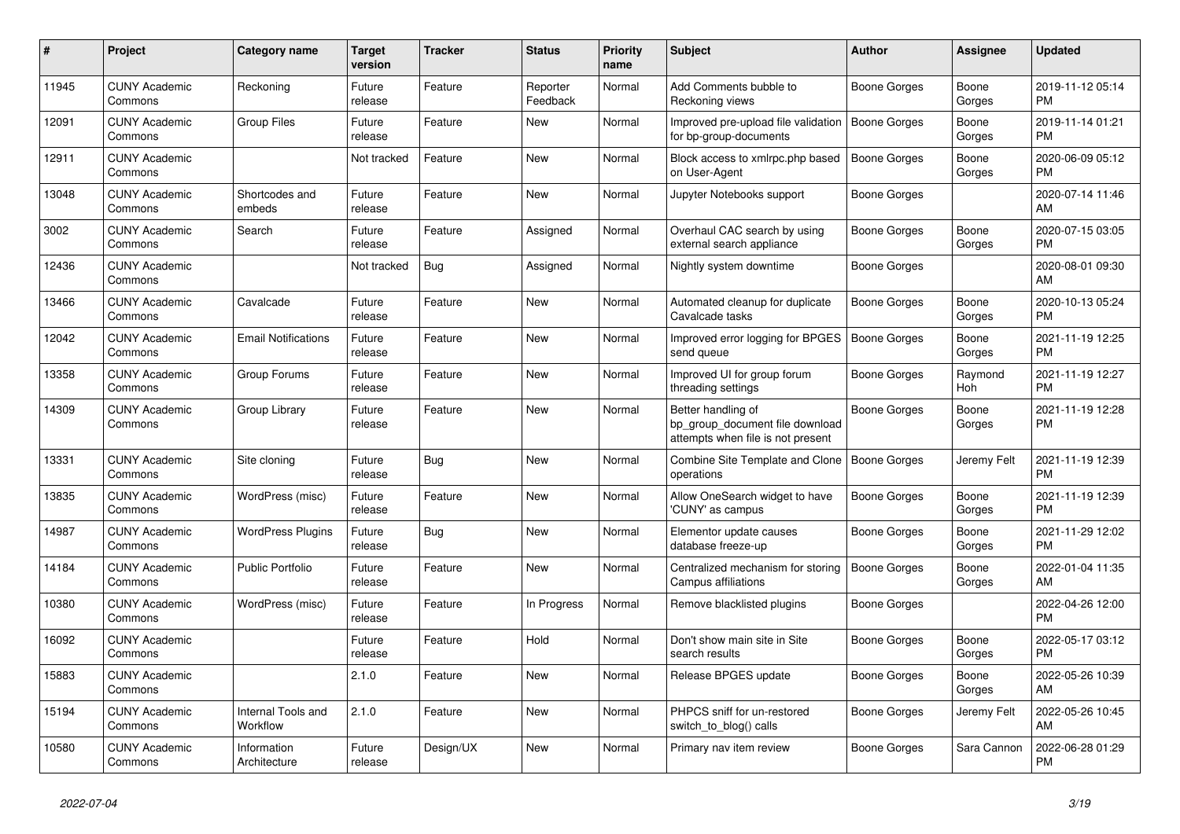| # | Project | Category name | Target version | Tracker | Status | Priority name | Subject | Author | Assignee | Updated |
|---|---|---|---|---|---|---|---|---|---|---|
| 11945 | CUNY Academic Commons | Reckoning | Future release | Feature | Reporter Feedback | Normal | Add Comments bubble to Reckoning views | Boone Gorges | Boone Gorges | 2019-11-12 05:14 PM |
| 12091 | CUNY Academic Commons | Group Files | Future release | Feature | New | Normal | Improved pre-upload file validation for bp-group-documents | Boone Gorges | Boone Gorges | 2019-11-14 01:21 PM |
| 12911 | CUNY Academic Commons | | Not tracked | Feature | New | Normal | Block access to xmlrpc.php based on User-Agent | Boone Gorges | Boone Gorges | 2020-06-09 05:12 PM |
| 13048 | CUNY Academic Commons | Shortcodes and embeds | Future release | Feature | New | Normal | Jupyter Notebooks support | Boone Gorges | | 2020-07-14 11:46 AM |
| 3002 | CUNY Academic Commons | Search | Future release | Feature | Assigned | Normal | Overhaul CAC search by using external search appliance | Boone Gorges | Boone Gorges | 2020-07-15 03:05 PM |
| 12436 | CUNY Academic Commons | | Not tracked | Bug | Assigned | Normal | Nightly system downtime | Boone Gorges | | 2020-08-01 09:30 AM |
| 13466 | CUNY Academic Commons | Cavalcade | Future release | Feature | New | Normal | Automated cleanup for duplicate Cavalcade tasks | Boone Gorges | Boone Gorges | 2020-10-13 05:24 PM |
| 12042 | CUNY Academic Commons | Email Notifications | Future release | Feature | New | Normal | Improved error logging for BPGES send queue | Boone Gorges | Boone Gorges | 2021-11-19 12:25 PM |
| 13358 | CUNY Academic Commons | Group Forums | Future release | Feature | New | Normal | Improved UI for group forum threading settings | Boone Gorges | Raymond Hoh | 2021-11-19 12:27 PM |
| 14309 | CUNY Academic Commons | Group Library | Future release | Feature | New | Normal | Better handling of bp_group_document file download attempts when file is not present | Boone Gorges | Boone Gorges | 2021-11-19 12:28 PM |
| 13331 | CUNY Academic Commons | Site cloning | Future release | Bug | New | Normal | Combine Site Template and Clone operations | Boone Gorges | Jeremy Felt | 2021-11-19 12:39 PM |
| 13835 | CUNY Academic Commons | WordPress (misc) | Future release | Feature | New | Normal | Allow OneSearch widget to have 'CUNY' as campus | Boone Gorges | Boone Gorges | 2021-11-19 12:39 PM |
| 14987 | CUNY Academic Commons | WordPress Plugins | Future release | Bug | New | Normal | Elementor update causes database freeze-up | Boone Gorges | Boone Gorges | 2021-11-29 12:02 PM |
| 14184 | CUNY Academic Commons | Public Portfolio | Future release | Feature | New | Normal | Centralized mechanism for storing Campus affiliations | Boone Gorges | Boone Gorges | 2022-01-04 11:35 AM |
| 10380 | CUNY Academic Commons | WordPress (misc) | Future release | Feature | In Progress | Normal | Remove blacklisted plugins | Boone Gorges | | 2022-04-26 12:00 PM |
| 16092 | CUNY Academic Commons | | Future release | Feature | Hold | Normal | Don't show main site in Site search results | Boone Gorges | Boone Gorges | 2022-05-17 03:12 PM |
| 15883 | CUNY Academic Commons | | 2.1.0 | Feature | New | Normal | Release BPGES update | Boone Gorges | Boone Gorges | 2022-05-26 10:39 AM |
| 15194 | CUNY Academic Commons | Internal Tools and Workflow | 2.1.0 | Feature | New | Normal | PHPCS sniff for un-restored switch_to_blog() calls | Boone Gorges | Jeremy Felt | 2022-05-26 10:45 AM |
| 10580 | CUNY Academic Commons | Information Architecture | Future release | Design/UX | New | Normal | Primary nav item review | Boone Gorges | Sara Cannon | 2022-06-28 01:29 PM |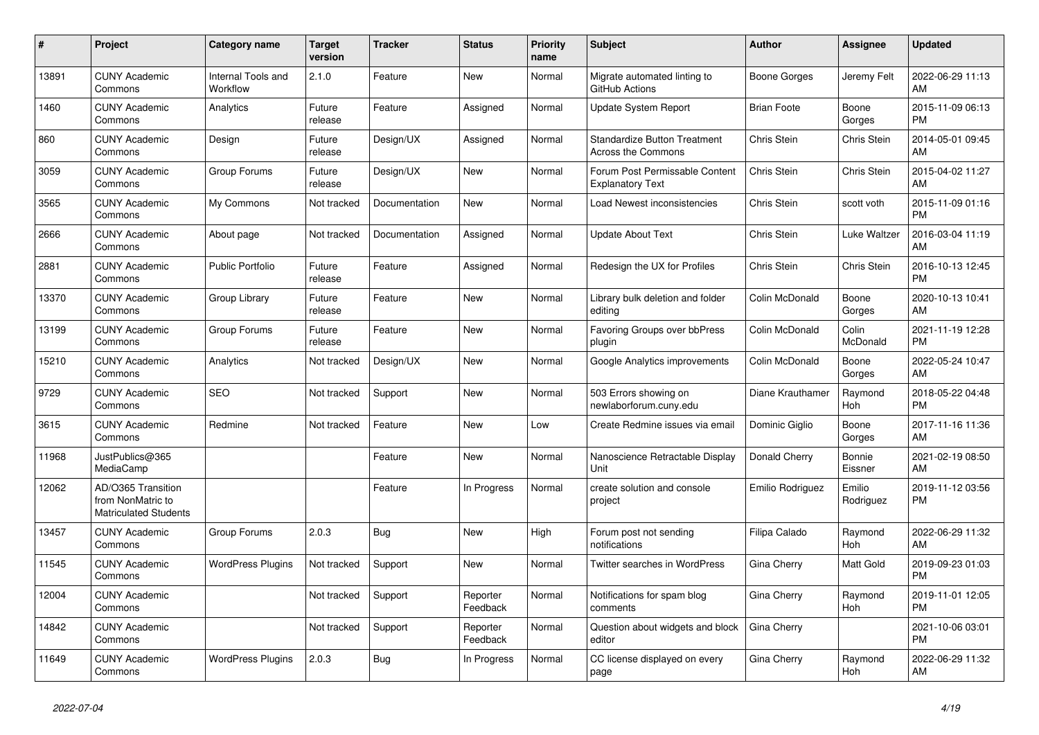| # | Project | Category name | Target version | Tracker | Status | Priority name | Subject | Author | Assignee | Updated |
|---|---|---|---|---|---|---|---|---|---|---|
| 13891 | CUNY Academic Commons | Internal Tools and Workflow | 2.1.0 | Feature | New | Normal | Migrate automated linting to GitHub Actions | Boone Gorges | Jeremy Felt | 2022-06-29 11:13 AM |
| 1460 | CUNY Academic Commons | Analytics | Future release | Feature | Assigned | Normal | Update System Report | Brian Foote | Boone Gorges | 2015-11-09 06:13 PM |
| 860 | CUNY Academic Commons | Design | Future release | Design/UX | Assigned | Normal | Standardize Button Treatment Across the Commons | Chris Stein | Chris Stein | 2014-05-01 09:45 AM |
| 3059 | CUNY Academic Commons | Group Forums | Future release | Design/UX | New | Normal | Forum Post Permissable Content Explanatory Text | Chris Stein | Chris Stein | 2015-04-02 11:27 AM |
| 3565 | CUNY Academic Commons | My Commons | Not tracked | Documentation | New | Normal | Load Newest inconsistencies | Chris Stein | scott voth | 2015-11-09 01:16 PM |
| 2666 | CUNY Academic Commons | About page | Not tracked | Documentation | Assigned | Normal | Update About Text | Chris Stein | Luke Waltzer | 2016-03-04 11:19 AM |
| 2881 | CUNY Academic Commons | Public Portfolio | Future release | Feature | Assigned | Normal | Redesign the UX for Profiles | Chris Stein | Chris Stein | 2016-10-13 12:45 PM |
| 13370 | CUNY Academic Commons | Group Library | Future release | Feature | New | Normal | Library bulk deletion and folder editing | Colin McDonald | Boone Gorges | 2020-10-13 10:41 AM |
| 13199 | CUNY Academic Commons | Group Forums | Future release | Feature | New | Normal | Favoring Groups over bbPress plugin | Colin McDonald | Colin McDonald | 2021-11-19 12:28 PM |
| 15210 | CUNY Academic Commons | Analytics | Not tracked | Design/UX | New | Normal | Google Analytics improvements | Colin McDonald | Boone Gorges | 2022-05-24 10:47 AM |
| 9729 | CUNY Academic Commons | SEO | Not tracked | Support | New | Normal | 503 Errors showing on newlaborforum.cuny.edu | Diane Krauthamer | Raymond Hoh | 2018-05-22 04:48 PM |
| 3615 | CUNY Academic Commons | Redmine | Not tracked | Feature | New | Low | Create Redmine issues via email | Dominic Giglio | Boone Gorges | 2017-11-16 11:36 AM |
| 11968 | JustPublics@365 MediaCamp | | | Feature | New | Normal | Nanoscience Retractable Display Unit | Donald Cherry | Bonnie Eissner | 2021-02-19 08:50 AM |
| 12062 | AD/O365 Transition from NonMatric to Matriculated Students | | | Feature | In Progress | Normal | create solution and console project | Emilio Rodriguez | Emilio Rodriguez | 2019-11-12 03:56 PM |
| 13457 | CUNY Academic Commons | Group Forums | 2.0.3 | Bug | New | High | Forum post not sending notifications | Filipa Calado | Raymond Hoh | 2022-06-29 11:32 AM |
| 11545 | CUNY Academic Commons | WordPress Plugins | Not tracked | Support | New | Normal | Twitter searches in WordPress | Gina Cherry | Matt Gold | 2019-09-23 01:03 PM |
| 12004 | CUNY Academic Commons | | Not tracked | Support | Reporter Feedback | Normal | Notifications for spam blog comments | Gina Cherry | Raymond Hoh | 2019-11-01 12:05 PM |
| 14842 | CUNY Academic Commons | | Not tracked | Support | Reporter Feedback | Normal | Question about widgets and block editor | Gina Cherry | | 2021-10-06 03:01 PM |
| 11649 | CUNY Academic Commons | WordPress Plugins | 2.0.3 | Bug | In Progress | Normal | CC license displayed on every page | Gina Cherry | Raymond Hoh | 2022-06-29 11:32 AM |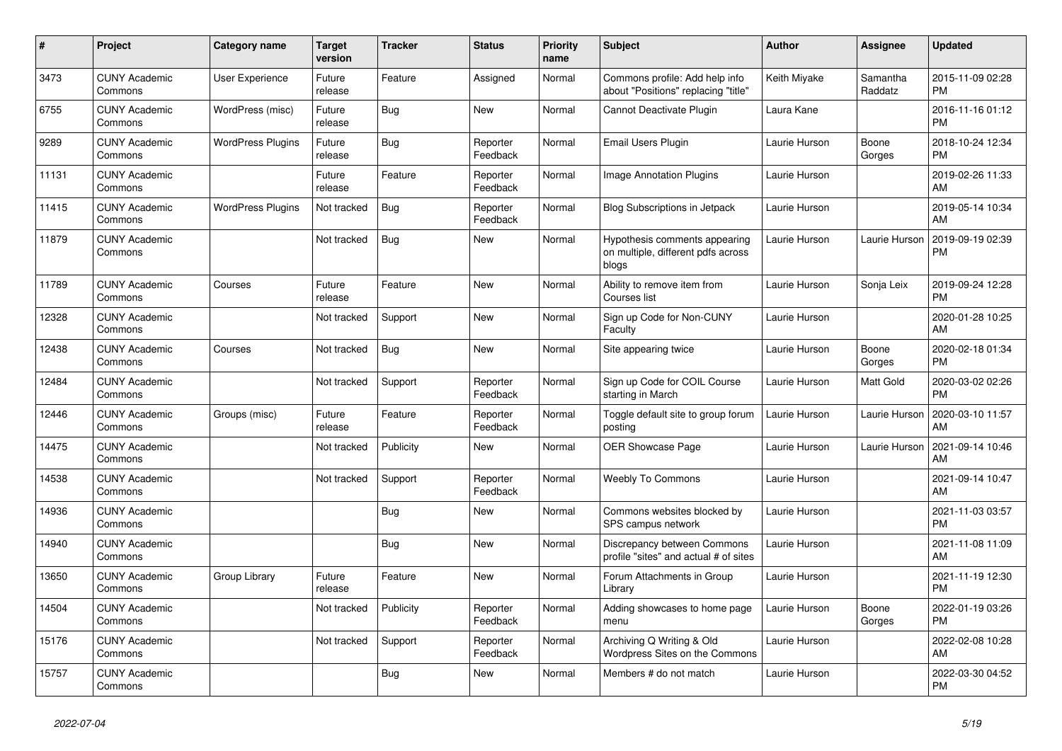| # | Project | Category name | Target version | Tracker | Status | Priority name | Subject | Author | Assignee | Updated |
|---|---|---|---|---|---|---|---|---|---|---|
| 3473 | CUNY Academic Commons | User Experience | Future release | Feature | Assigned | Normal | Commons profile: Add help info about "Positions" replacing "title" | Keith Miyake | Samantha Raddatz | 2015-11-09 02:28 PM |
| 6755 | CUNY Academic Commons | WordPress (misc) | Future release | Bug | New | Normal | Cannot Deactivate Plugin | Laura Kane | | 2016-11-16 01:12 PM |
| 9289 | CUNY Academic Commons | WordPress Plugins | Future release | Bug | Reporter Feedback | Normal | Email Users Plugin | Laurie Hurson | Boone Gorges | 2018-10-24 12:34 PM |
| 11131 | CUNY Academic Commons | | Future release | Feature | Reporter Feedback | Normal | Image Annotation Plugins | Laurie Hurson | | 2019-02-26 11:33 AM |
| 11415 | CUNY Academic Commons | WordPress Plugins | Not tracked | Bug | Reporter Feedback | Normal | Blog Subscriptions in Jetpack | Laurie Hurson | | 2019-05-14 10:34 AM |
| 11879 | CUNY Academic Commons | | Not tracked | Bug | New | Normal | Hypothesis comments appearing on multiple, different pdfs across blogs | Laurie Hurson | Laurie Hurson | 2019-09-19 02:39 PM |
| 11789 | CUNY Academic Commons | Courses | Future release | Feature | New | Normal | Ability to remove item from Courses list | Laurie Hurson | Sonja Leix | 2019-09-24 12:28 PM |
| 12328 | CUNY Academic Commons | | Not tracked | Support | New | Normal | Sign up Code for Non-CUNY Faculty | Laurie Hurson | | 2020-01-28 10:25 AM |
| 12438 | CUNY Academic Commons | Courses | Not tracked | Bug | New | Normal | Site appearing twice | Laurie Hurson | Boone Gorges | 2020-02-18 01:34 PM |
| 12484 | CUNY Academic Commons | | Not tracked | Support | Reporter Feedback | Normal | Sign up Code for COIL Course starting in March | Laurie Hurson | Matt Gold | 2020-03-02 02:26 PM |
| 12446 | CUNY Academic Commons | Groups (misc) | Future release | Feature | Reporter Feedback | Normal | Toggle default site to group forum posting | Laurie Hurson | Laurie Hurson | 2020-03-10 11:57 AM |
| 14475 | CUNY Academic Commons | | Not tracked | Publicity | New | Normal | OER Showcase Page | Laurie Hurson | Laurie Hurson | 2021-09-14 10:46 AM |
| 14538 | CUNY Academic Commons | | Not tracked | Support | Reporter Feedback | Normal | Weebly To Commons | Laurie Hurson | | 2021-09-14 10:47 AM |
| 14936 | CUNY Academic Commons | | | Bug | New | Normal | Commons websites blocked by SPS campus network | Laurie Hurson | | 2021-11-03 03:57 PM |
| 14940 | CUNY Academic Commons | | | Bug | New | Normal | Discrepancy between Commons profile "sites" and actual # of sites | Laurie Hurson | | 2021-11-08 11:09 AM |
| 13650 | CUNY Academic Commons | Group Library | Future release | Feature | New | Normal | Forum Attachments in Group Library | Laurie Hurson | | 2021-11-19 12:30 PM |
| 14504 | CUNY Academic Commons | | Not tracked | Publicity | Reporter Feedback | Normal | Adding showcases to home page menu | Laurie Hurson | Boone Gorges | 2022-01-19 03:26 PM |
| 15176 | CUNY Academic Commons | | Not tracked | Support | Reporter Feedback | Normal | Archiving Q Writing & Old Wordpress Sites on the Commons | Laurie Hurson | | 2022-02-08 10:28 AM |
| 15757 | CUNY Academic Commons | | | Bug | New | Normal | Members # do not match | Laurie Hurson | | 2022-03-30 04:52 PM |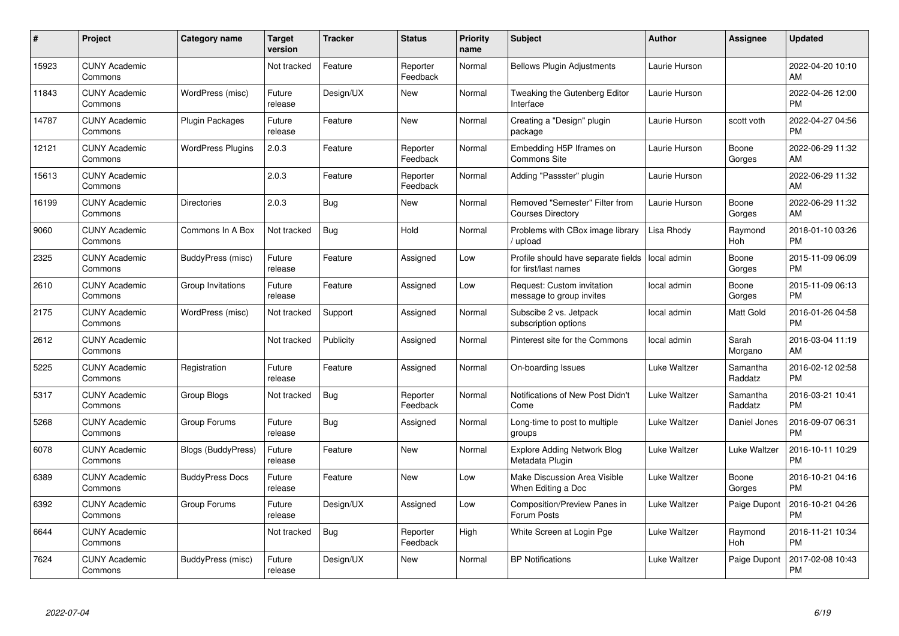| # | Project | Category name | Target version | Tracker | Status | Priority name | Subject | Author | Assignee | Updated |
|---|---|---|---|---|---|---|---|---|---|---|
| 15923 | CUNY Academic Commons | | Not tracked | Feature | Reporter Feedback | Normal | Bellows Plugin Adjustments | Laurie Hurson | | 2022-04-20 10:10 AM |
| 11843 | CUNY Academic Commons | WordPress (misc) | Future release | Design/UX | New | Normal | Tweaking the Gutenberg Editor Interface | Laurie Hurson | | 2022-04-26 12:00 PM |
| 14787 | CUNY Academic Commons | Plugin Packages | Future release | Feature | New | Normal | Creating a "Design" plugin package | Laurie Hurson | scott voth | 2022-04-27 04:56 PM |
| 12121 | CUNY Academic Commons | WordPress Plugins | 2.0.3 | Feature | Reporter Feedback | Normal | Embedding H5P Iframes on Commons Site | Laurie Hurson | Boone Gorges | 2022-06-29 11:32 AM |
| 15613 | CUNY Academic Commons | | 2.0.3 | Feature | Reporter Feedback | Normal | Adding "Passster" plugin | Laurie Hurson | | 2022-06-29 11:32 AM |
| 16199 | CUNY Academic Commons | Directories | 2.0.3 | Bug | New | Normal | Removed "Semester" Filter from Courses Directory | Laurie Hurson | Boone Gorges | 2022-06-29 11:32 AM |
| 9060 | CUNY Academic Commons | Commons In A Box | Not tracked | Bug | Hold | Normal | Problems with CBox image library / upload | Lisa Rhody | Raymond Hoh | 2018-01-10 03:26 PM |
| 2325 | CUNY Academic Commons | BuddyPress (misc) | Future release | Feature | Assigned | Low | Profile should have separate fields for first/last names | local admin | Boone Gorges | 2015-11-09 06:09 PM |
| 2610 | CUNY Academic Commons | Group Invitations | Future release | Feature | Assigned | Low | Request: Custom invitation message to group invites | local admin | Boone Gorges | 2015-11-09 06:13 PM |
| 2175 | CUNY Academic Commons | WordPress (misc) | Not tracked | Support | Assigned | Normal | Subscibe 2 vs. Jetpack subscription options | local admin | Matt Gold | 2016-01-26 04:58 PM |
| 2612 | CUNY Academic Commons | | Not tracked | Publicity | Assigned | Normal | Pinterest site for the Commons | local admin | Sarah Morgano | 2016-03-04 11:19 AM |
| 5225 | CUNY Academic Commons | Registration | Future release | Feature | Assigned | Normal | On-boarding Issues | Luke Waltzer | Samantha Raddatz | 2016-02-12 02:58 PM |
| 5317 | CUNY Academic Commons | Group Blogs | Not tracked | Bug | Reporter Feedback | Normal | Notifications of New Post Didn't Come | Luke Waltzer | Samantha Raddatz | 2016-03-21 10:41 PM |
| 5268 | CUNY Academic Commons | Group Forums | Future release | Bug | Assigned | Normal | Long-time to post to multiple groups | Luke Waltzer | Daniel Jones | 2016-09-07 06:31 PM |
| 6078 | CUNY Academic Commons | Blogs (BuddyPress) | Future release | Feature | New | Normal | Explore Adding Network Blog Metadata Plugin | Luke Waltzer | Luke Waltzer | 2016-10-11 10:29 PM |
| 6389 | CUNY Academic Commons | BuddyPress Docs | Future release | Feature | New | Low | Make Discussion Area Visible When Editing a Doc | Luke Waltzer | Boone Gorges | 2016-10-21 04:16 PM |
| 6392 | CUNY Academic Commons | Group Forums | Future release | Design/UX | Assigned | Low | Composition/Preview Panes in Forum Posts | Luke Waltzer | Paige Dupont | 2016-10-21 04:26 PM |
| 6644 | CUNY Academic Commons | | Not tracked | Bug | Reporter Feedback | High | White Screen at Login Pge | Luke Waltzer | Raymond Hoh | 2016-11-21 10:34 PM |
| 7624 | CUNY Academic Commons | BuddyPress (misc) | Future release | Design/UX | New | Normal | BP Notifications | Luke Waltzer | Paige Dupont | 2017-02-08 10:43 PM |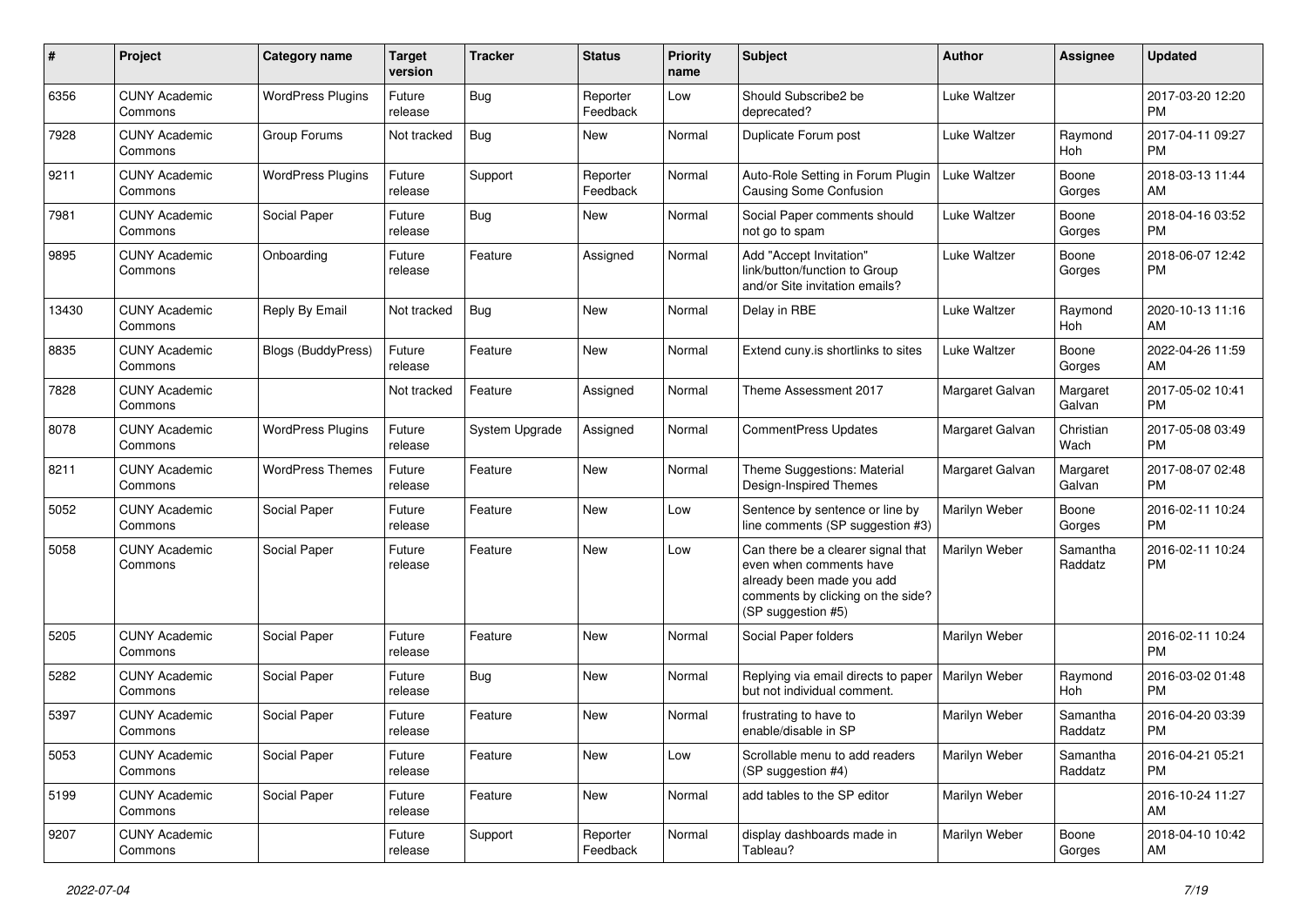| # | Project | Category name | Target version | Tracker | Status | Priority name | Subject | Author | Assignee | Updated |
|---|---|---|---|---|---|---|---|---|---|---|
| 6356 | CUNY Academic Commons | WordPress Plugins | Future release | Bug | Reporter Feedback | Low | Should Subscribe2 be deprecated? | Luke Waltzer | | 2017-03-20 12:20 PM |
| 7928 | CUNY Academic Commons | Group Forums | Not tracked | Bug | New | Normal | Duplicate Forum post | Luke Waltzer | Raymond Hoh | 2017-04-11 09:27 PM |
| 9211 | CUNY Academic Commons | WordPress Plugins | Future release | Support | Reporter Feedback | Normal | Auto-Role Setting in Forum Plugin Causing Some Confusion | Luke Waltzer | Boone Gorges | 2018-03-13 11:44 AM |
| 7981 | CUNY Academic Commons | Social Paper | Future release | Bug | New | Normal | Social Paper comments should not go to spam | Luke Waltzer | Boone Gorges | 2018-04-16 03:52 PM |
| 9895 | CUNY Academic Commons | Onboarding | Future release | Feature | Assigned | Normal | Add "Accept Invitation" link/button/function to Group and/or Site invitation emails? | Luke Waltzer | Boone Gorges | 2018-06-07 12:42 PM |
| 13430 | CUNY Academic Commons | Reply By Email | Not tracked | Bug | New | Normal | Delay in RBE | Luke Waltzer | Raymond Hoh | 2020-10-13 11:16 AM |
| 8835 | CUNY Academic Commons | Blogs (BuddyPress) | Future release | Feature | New | Normal | Extend cuny.is shortlinks to sites | Luke Waltzer | Boone Gorges | 2022-04-26 11:59 AM |
| 7828 | CUNY Academic Commons | | Not tracked | Feature | Assigned | Normal | Theme Assessment 2017 | Margaret Galvan | Margaret Galvan | 2017-05-02 10:41 PM |
| 8078 | CUNY Academic Commons | WordPress Plugins | Future release | System Upgrade | Assigned | Normal | CommentPress Updates | Margaret Galvan | Christian Wach | 2017-05-08 03:49 PM |
| 8211 | CUNY Academic Commons | WordPress Themes | Future release | Feature | New | Normal | Theme Suggestions: Material Design-Inspired Themes | Margaret Galvan | Margaret Galvan | 2017-08-07 02:48 PM |
| 5052 | CUNY Academic Commons | Social Paper | Future release | Feature | New | Low | Sentence by sentence or line by line comments (SP suggestion #3) | Marilyn Weber | Boone Gorges | 2016-02-11 10:24 PM |
| 5058 | CUNY Academic Commons | Social Paper | Future release | Feature | New | Low | Can there be a clearer signal that even when comments have already been made you add comments by clicking on the side? (SP suggestion #5) | Marilyn Weber | Samantha Raddatz | 2016-02-11 10:24 PM |
| 5205 | CUNY Academic Commons | Social Paper | Future release | Feature | New | Normal | Social Paper folders | Marilyn Weber | | 2016-02-11 10:24 PM |
| 5282 | CUNY Academic Commons | Social Paper | Future release | Bug | New | Normal | Replying via email directs to paper but not individual comment. | Marilyn Weber | Raymond Hoh | 2016-03-02 01:48 PM |
| 5397 | CUNY Academic Commons | Social Paper | Future release | Feature | New | Normal | frustrating to have to enable/disable in SP | Marilyn Weber | Samantha Raddatz | 2016-04-20 03:39 PM |
| 5053 | CUNY Academic Commons | Social Paper | Future release | Feature | New | Low | Scrollable menu to add readers (SP suggestion #4) | Marilyn Weber | Samantha Raddatz | 2016-04-21 05:21 PM |
| 5199 | CUNY Academic Commons | Social Paper | Future release | Feature | New | Normal | add tables to the SP editor | Marilyn Weber | | 2016-10-24 11:27 AM |
| 9207 | CUNY Academic Commons | | Future release | Support | Reporter Feedback | Normal | display dashboards made in Tableau? | Marilyn Weber | Boone Gorges | 2018-04-10 10:42 AM |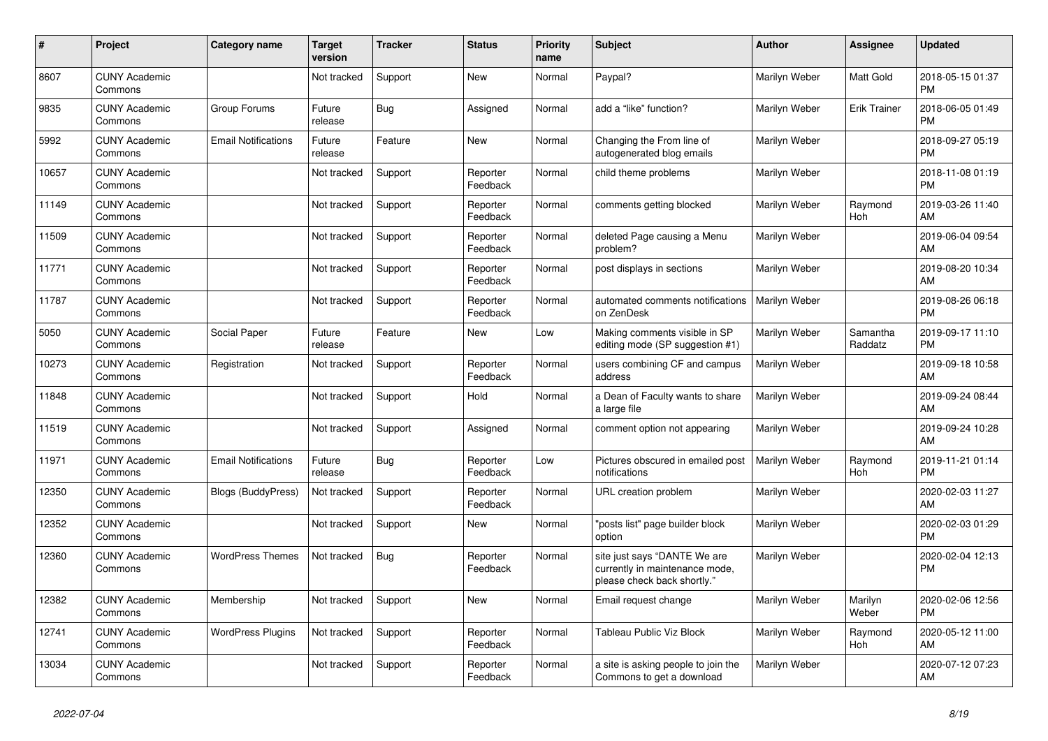| # | Project | Category name | Target version | Tracker | Status | Priority name | Subject | Author | Assignee | Updated |
|---|---|---|---|---|---|---|---|---|---|---|
| 8607 | CUNY Academic Commons | | Not tracked | Support | New | Normal | Paypal? | Marilyn Weber | Matt Gold | 2018-05-15 01:37 PM |
| 9835 | CUNY Academic Commons | Group Forums | Future release | Bug | Assigned | Normal | add a "like" function? | Marilyn Weber | Erik Trainer | 2018-06-05 01:49 PM |
| 5992 | CUNY Academic Commons | Email Notifications | Future release | Feature | New | Normal | Changing the From line of autogenerated blog emails | Marilyn Weber | | 2018-09-27 05:19 PM |
| 10657 | CUNY Academic Commons | | Not tracked | Support | Reporter Feedback | Normal | child theme problems | Marilyn Weber | | 2018-11-08 01:19 PM |
| 11149 | CUNY Academic Commons | | Not tracked | Support | Reporter Feedback | Normal | comments getting blocked | Marilyn Weber | Raymond Hoh | 2019-03-26 11:40 AM |
| 11509 | CUNY Academic Commons | | Not tracked | Support | Reporter Feedback | Normal | deleted Page causing a Menu problem? | Marilyn Weber | | 2019-06-04 09:54 AM |
| 11771 | CUNY Academic Commons | | Not tracked | Support | Reporter Feedback | Normal | post displays in sections | Marilyn Weber | | 2019-08-20 10:34 AM |
| 11787 | CUNY Academic Commons | | Not tracked | Support | Reporter Feedback | Normal | automated comments notifications on ZenDesk | Marilyn Weber | | 2019-08-26 06:18 PM |
| 5050 | CUNY Academic Commons | Social Paper | Future release | Feature | New | Low | Making comments visible in SP editing mode (SP suggestion #1) | Marilyn Weber | Samantha Raddatz | 2019-09-17 11:10 PM |
| 10273 | CUNY Academic Commons | Registration | Not tracked | Support | Reporter Feedback | Normal | users combining CF and campus address | Marilyn Weber | | 2019-09-18 10:58 AM |
| 11848 | CUNY Academic Commons | | Not tracked | Support | Hold | Normal | a Dean of Faculty wants to share a large file | Marilyn Weber | | 2019-09-24 08:44 AM |
| 11519 | CUNY Academic Commons | | Not tracked | Support | Assigned | Normal | comment option not appearing | Marilyn Weber | | 2019-09-24 10:28 AM |
| 11971 | CUNY Academic Commons | Email Notifications | Future release | Bug | Reporter Feedback | Low | Pictures obscured in emailed post notifications | Marilyn Weber | Raymond Hoh | 2019-11-21 01:14 PM |
| 12350 | CUNY Academic Commons | Blogs (BuddyPress) | Not tracked | Support | Reporter Feedback | Normal | URL creation problem | Marilyn Weber | | 2020-02-03 11:27 AM |
| 12352 | CUNY Academic Commons | | Not tracked | Support | New | Normal | "posts list" page builder block option | Marilyn Weber | | 2020-02-03 01:29 PM |
| 12360 | CUNY Academic Commons | WordPress Themes | Not tracked | Bug | Reporter Feedback | Normal | site just says "DANTE We are currently in maintenance mode, please check back shortly." | Marilyn Weber | | 2020-02-04 12:13 PM |
| 12382 | CUNY Academic Commons | Membership | Not tracked | Support | New | Normal | Email request change | Marilyn Weber | Marilyn Weber | 2020-02-06 12:56 PM |
| 12741 | CUNY Academic Commons | WordPress Plugins | Not tracked | Support | Reporter Feedback | Normal | Tableau Public Viz Block | Marilyn Weber | Raymond Hoh | 2020-05-12 11:00 AM |
| 13034 | CUNY Academic Commons | | Not tracked | Support | Reporter Feedback | Normal | a site is asking people to join the Commons to get a download | Marilyn Weber | | 2020-07-12 07:23 AM |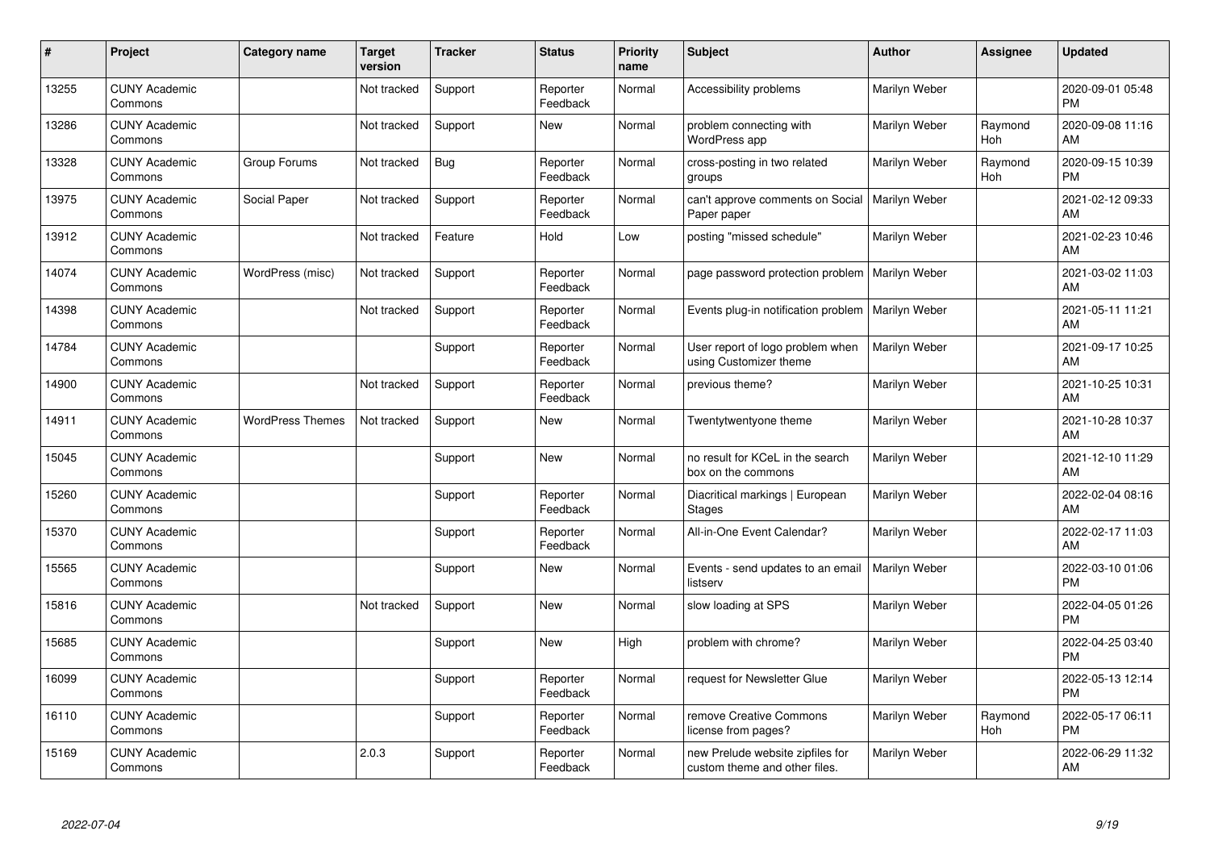| # | Project | Category name | Target version | Tracker | Status | Priority name | Subject | Author | Assignee | Updated |
|---|---|---|---|---|---|---|---|---|---|---|
| 13255 | CUNY Academic Commons | | Not tracked | Support | Reporter Feedback | Normal | Accessibility problems | Marilyn Weber | | 2020-09-01 05:48 PM |
| 13286 | CUNY Academic Commons | | Not tracked | Support | New | Normal | problem connecting with WordPress app | Marilyn Weber | Raymond Hoh | 2020-09-08 11:16 AM |
| 13328 | CUNY Academic Commons | Group Forums | Not tracked | Bug | Reporter Feedback | Normal | cross-posting in two related groups | Marilyn Weber | Raymond Hoh | 2020-09-15 10:39 PM |
| 13975 | CUNY Academic Commons | Social Paper | Not tracked | Support | Reporter Feedback | Normal | can't approve comments on Social Paper paper | Marilyn Weber | | 2021-02-12 09:33 AM |
| 13912 | CUNY Academic Commons | | Not tracked | Feature | Hold | Low | posting "missed schedule" | Marilyn Weber | | 2021-02-23 10:46 AM |
| 14074 | CUNY Academic Commons | WordPress (misc) | Not tracked | Support | Reporter Feedback | Normal | page password protection problem | Marilyn Weber | | 2021-03-02 11:03 AM |
| 14398 | CUNY Academic Commons | | Not tracked | Support | Reporter Feedback | Normal | Events plug-in notification problem | Marilyn Weber | | 2021-05-11 11:21 AM |
| 14784 | CUNY Academic Commons | | | Support | Reporter Feedback | Normal | User report of logo problem when using Customizer theme | Marilyn Weber | | 2021-09-17 10:25 AM |
| 14900 | CUNY Academic Commons | | Not tracked | Support | Reporter Feedback | Normal | previous theme? | Marilyn Weber | | 2021-10-25 10:31 AM |
| 14911 | CUNY Academic Commons | WordPress Themes | Not tracked | Support | New | Normal | Twentytwentyone theme | Marilyn Weber | | 2021-10-28 10:37 AM |
| 15045 | CUNY Academic Commons | | | Support | New | Normal | no result for KCeL in the search box on the commons | Marilyn Weber | | 2021-12-10 11:29 AM |
| 15260 | CUNY Academic Commons | | | Support | Reporter Feedback | Normal | Diacritical markings \| European Stages | Marilyn Weber | | 2022-02-04 08:16 AM |
| 15370 | CUNY Academic Commons | | | Support | Reporter Feedback | Normal | All-in-One Event Calendar? | Marilyn Weber | | 2022-02-17 11:03 AM |
| 15565 | CUNY Academic Commons | | | Support | New | Normal | Events - send updates to an email listserv | Marilyn Weber | | 2022-03-10 01:06 PM |
| 15816 | CUNY Academic Commons | | Not tracked | Support | New | Normal | slow loading at SPS | Marilyn Weber | | 2022-04-05 01:26 PM |
| 15685 | CUNY Academic Commons | | | Support | New | High | problem with chrome? | Marilyn Weber | | 2022-04-25 03:40 PM |
| 16099 | CUNY Academic Commons | | | Support | Reporter Feedback | Normal | request for Newsletter Glue | Marilyn Weber | | 2022-05-13 12:14 PM |
| 16110 | CUNY Academic Commons | | | Support | Reporter Feedback | Normal | remove Creative Commons license from pages? | Marilyn Weber | Raymond Hoh | 2022-05-17 06:11 PM |
| 15169 | CUNY Academic Commons | | 2.0.3 | Support | Reporter Feedback | Normal | new Prelude website zipfiles for custom theme and other files. | Marilyn Weber | | 2022-06-29 11:32 AM |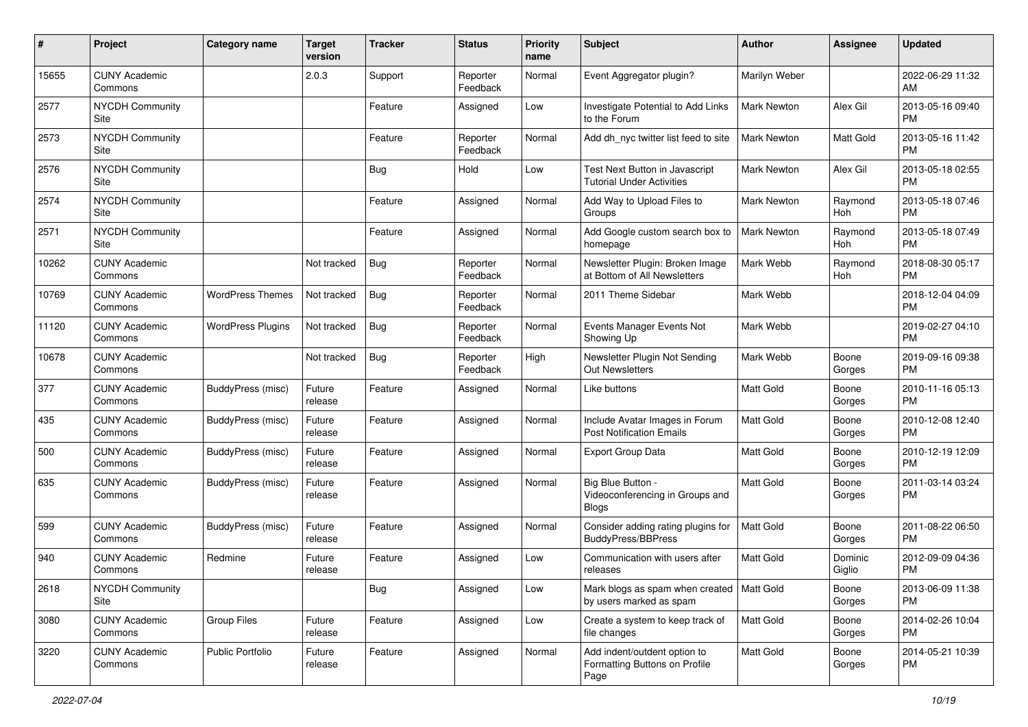| # | Project | Category name | Target version | Tracker | Status | Priority name | Subject | Author | Assignee | Updated |
|---|---|---|---|---|---|---|---|---|---|---|
| 15655 | CUNY Academic Commons | | 2.0.3 | Support | Reporter Feedback | Normal | Event Aggregator plugin? | Marilyn Weber | | 2022-06-29 11:32 AM |
| 2577 | NYCDH Community Site | | | Feature | Assigned | Low | Investigate Potential to Add Links to the Forum | Mark Newton | Alex Gil | 2013-05-16 09:40 PM |
| 2573 | NYCDH Community Site | | | Feature | Reporter Feedback | Normal | Add dh_nyc twitter list feed to site | Mark Newton | Matt Gold | 2013-05-16 11:42 PM |
| 2576 | NYCDH Community Site | | | Bug | Hold | Low | Test Next Button in Javascript Tutorial Under Activities | Mark Newton | Alex Gil | 2013-05-18 02:55 PM |
| 2574 | NYCDH Community Site | | | Feature | Assigned | Normal | Add Way to Upload Files to Groups | Mark Newton | Raymond Hoh | 2013-05-18 07:46 PM |
| 2571 | NYCDH Community Site | | | Feature | Assigned | Normal | Add Google custom search box to homepage | Mark Newton | Raymond Hoh | 2013-05-18 07:49 PM |
| 10262 | CUNY Academic Commons | | Not tracked | Bug | Reporter Feedback | Normal | Newsletter Plugin: Broken Image at Bottom of All Newsletters | Mark Webb | Raymond Hoh | 2018-08-30 05:17 PM |
| 10769 | CUNY Academic Commons | WordPress Themes | Not tracked | Bug | Reporter Feedback | Normal | 2011 Theme Sidebar | Mark Webb | | 2018-12-04 04:09 PM |
| 11120 | CUNY Academic Commons | WordPress Plugins | Not tracked | Bug | Reporter Feedback | Normal | Events Manager Events Not Showing Up | Mark Webb | | 2019-02-27 04:10 PM |
| 10678 | CUNY Academic Commons | | Not tracked | Bug | Reporter Feedback | High | Newsletter Plugin Not Sending Out Newsletters | Mark Webb | Boone Gorges | 2019-09-16 09:38 PM |
| 377 | CUNY Academic Commons | BuddyPress (misc) | Future release | Feature | Assigned | Normal | Like buttons | Matt Gold | Boone Gorges | 2010-11-16 05:13 PM |
| 435 | CUNY Academic Commons | BuddyPress (misc) | Future release | Feature | Assigned | Normal | Include Avatar Images in Forum Post Notification Emails | Matt Gold | Boone Gorges | 2010-12-08 12:40 PM |
| 500 | CUNY Academic Commons | BuddyPress (misc) | Future release | Feature | Assigned | Normal | Export Group Data | Matt Gold | Boone Gorges | 2010-12-19 12:09 PM |
| 635 | CUNY Academic Commons | BuddyPress (misc) | Future release | Feature | Assigned | Normal | Big Blue Button - Videoconferencing in Groups and Blogs | Matt Gold | Boone Gorges | 2011-03-14 03:24 PM |
| 599 | CUNY Academic Commons | BuddyPress (misc) | Future release | Feature | Assigned | Normal | Consider adding rating plugins for BuddyPress/BBPress | Matt Gold | Boone Gorges | 2011-08-22 06:50 PM |
| 940 | CUNY Academic Commons | Redmine | Future release | Feature | Assigned | Low | Communication with users after releases | Matt Gold | Dominic Giglio | 2012-09-09 04:36 PM |
| 2618 | NYCDH Community Site | | | Bug | Assigned | Low | Mark blogs as spam when created by users marked as spam | Matt Gold | Boone Gorges | 2013-06-09 11:38 PM |
| 3080 | CUNY Academic Commons | Group Files | Future release | Feature | Assigned | Low | Create a system to keep track of file changes | Matt Gold | Boone Gorges | 2014-02-26 10:04 PM |
| 3220 | CUNY Academic Commons | Public Portfolio | Future release | Feature | Assigned | Normal | Add indent/outdent option to Formatting Buttons on Profile Page | Matt Gold | Boone Gorges | 2014-05-21 10:39 PM |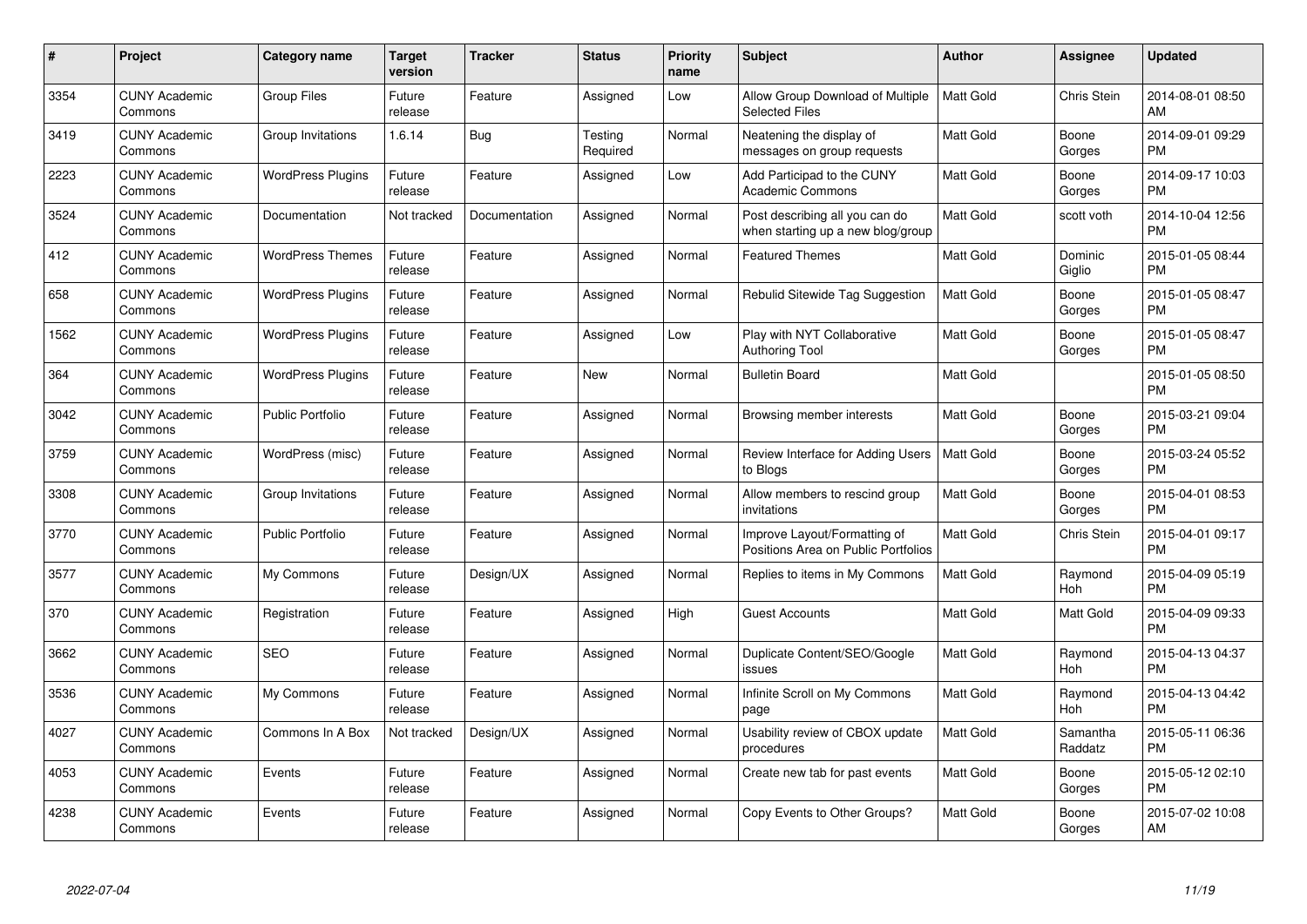| # | Project | Category name | Target version | Tracker | Status | Priority name | Subject | Author | Assignee | Updated |
|---|---|---|---|---|---|---|---|---|---|---|
| 3354 | CUNY Academic Commons | Group Files | Future release | Feature | Assigned | Low | Allow Group Download of Multiple Selected Files | Matt Gold | Chris Stein | 2014-08-01 08:50 AM |
| 3419 | CUNY Academic Commons | Group Invitations | 1.6.14 | Bug | Testing Required | Normal | Neatening the display of messages on group requests | Matt Gold | Boone Gorges | 2014-09-01 09:29 PM |
| 2223 | CUNY Academic Commons | WordPress Plugins | Future release | Feature | Assigned | Low | Add Participad to the CUNY Academic Commons | Matt Gold | Boone Gorges | 2014-09-17 10:03 PM |
| 3524 | CUNY Academic Commons | Documentation | Not tracked | Documentation | Assigned | Normal | Post describing all you can do when starting up a new blog/group | Matt Gold | scott voth | 2014-10-04 12:56 PM |
| 412 | CUNY Academic Commons | WordPress Themes | Future release | Feature | Assigned | Normal | Featured Themes | Matt Gold | Dominic Giglio | 2015-01-05 08:44 PM |
| 658 | CUNY Academic Commons | WordPress Plugins | Future release | Feature | Assigned | Normal | Rebulid Sitewide Tag Suggestion | Matt Gold | Boone Gorges | 2015-01-05 08:47 PM |
| 1562 | CUNY Academic Commons | WordPress Plugins | Future release | Feature | Assigned | Low | Play with NYT Collaborative Authoring Tool | Matt Gold | Boone Gorges | 2015-01-05 08:47 PM |
| 364 | CUNY Academic Commons | WordPress Plugins | Future release | Feature | New | Normal | Bulletin Board | Matt Gold | | 2015-01-05 08:50 PM |
| 3042 | CUNY Academic Commons | Public Portfolio | Future release | Feature | Assigned | Normal | Browsing member interests | Matt Gold | Boone Gorges | 2015-03-21 09:04 PM |
| 3759 | CUNY Academic Commons | WordPress (misc) | Future release | Feature | Assigned | Normal | Review Interface for Adding Users to Blogs | Matt Gold | Boone Gorges | 2015-03-24 05:52 PM |
| 3308 | CUNY Academic Commons | Group Invitations | Future release | Feature | Assigned | Normal | Allow members to rescind group invitations | Matt Gold | Boone Gorges | 2015-04-01 08:53 PM |
| 3770 | CUNY Academic Commons | Public Portfolio | Future release | Feature | Assigned | Normal | Improve Layout/Formatting of Positions Area on Public Portfolios | Matt Gold | Chris Stein | 2015-04-01 09:17 PM |
| 3577 | CUNY Academic Commons | My Commons | Future release | Design/UX | Assigned | Normal | Replies to items in My Commons | Matt Gold | Raymond Hoh | 2015-04-09 05:19 PM |
| 370 | CUNY Academic Commons | Registration | Future release | Feature | Assigned | High | Guest Accounts | Matt Gold | Matt Gold | 2015-04-09 09:33 PM |
| 3662 | CUNY Academic Commons | SEO | Future release | Feature | Assigned | Normal | Duplicate Content/SEO/Google issues | Matt Gold | Raymond Hoh | 2015-04-13 04:37 PM |
| 3536 | CUNY Academic Commons | My Commons | Future release | Feature | Assigned | Normal | Infinite Scroll on My Commons page | Matt Gold | Raymond Hoh | 2015-04-13 04:42 PM |
| 4027 | CUNY Academic Commons | Commons In A Box | Not tracked | Design/UX | Assigned | Normal | Usability review of CBOX update procedures | Matt Gold | Samantha Raddatz | 2015-05-11 06:36 PM |
| 4053 | CUNY Academic Commons | Events | Future release | Feature | Assigned | Normal | Create new tab for past events | Matt Gold | Boone Gorges | 2015-05-12 02:10 PM |
| 4238 | CUNY Academic Commons | Events | Future release | Feature | Assigned | Normal | Copy Events to Other Groups? | Matt Gold | Boone Gorges | 2015-07-02 10:08 AM |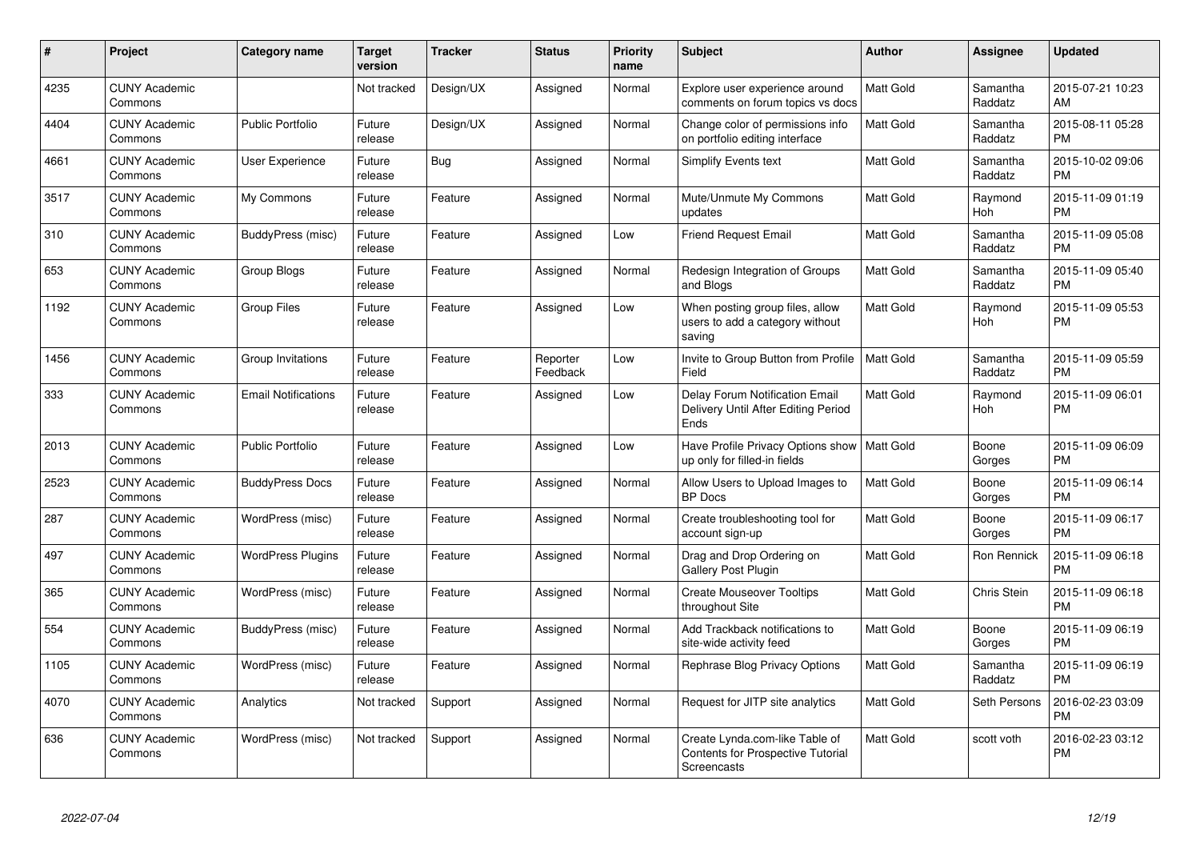| # | Project | Category name | Target version | Tracker | Status | Priority name | Subject | Author | Assignee | Updated |
|---|---|---|---|---|---|---|---|---|---|---|
| 4235 | CUNY Academic Commons | | Not tracked | Design/UX | Assigned | Normal | Explore user experience around comments on forum topics vs docs | Matt Gold | Samantha Raddatz | 2015-07-21 10:23 AM |
| 4404 | CUNY Academic Commons | Public Portfolio | Future release | Design/UX | Assigned | Normal | Change color of permissions info on portfolio editing interface | Matt Gold | Samantha Raddatz | 2015-08-11 05:28 PM |
| 4661 | CUNY Academic Commons | User Experience | Future release | Bug | Assigned | Normal | Simplify Events text | Matt Gold | Samantha Raddatz | 2015-10-02 09:06 PM |
| 3517 | CUNY Academic Commons | My Commons | Future release | Feature | Assigned | Normal | Mute/Unmute My Commons updates | Matt Gold | Raymond Hoh | 2015-11-09 01:19 PM |
| 310 | CUNY Academic Commons | BuddyPress (misc) | Future release | Feature | Assigned | Low | Friend Request Email | Matt Gold | Samantha Raddatz | 2015-11-09 05:08 PM |
| 653 | CUNY Academic Commons | Group Blogs | Future release | Feature | Assigned | Normal | Redesign Integration of Groups and Blogs | Matt Gold | Samantha Raddatz | 2015-11-09 05:40 PM |
| 1192 | CUNY Academic Commons | Group Files | Future release | Feature | Assigned | Low | When posting group files, allow users to add a category without saving | Matt Gold | Raymond Hoh | 2015-11-09 05:53 PM |
| 1456 | CUNY Academic Commons | Group Invitations | Future release | Feature | Reporter Feedback | Low | Invite to Group Button from Profile Field | Matt Gold | Samantha Raddatz | 2015-11-09 05:59 PM |
| 333 | CUNY Academic Commons | Email Notifications | Future release | Feature | Assigned | Low | Delay Forum Notification Email Delivery Until After Editing Period Ends | Matt Gold | Raymond Hoh | 2015-11-09 06:01 PM |
| 2013 | CUNY Academic Commons | Public Portfolio | Future release | Feature | Assigned | Low | Have Profile Privacy Options show up only for filled-in fields | Matt Gold | Boone Gorges | 2015-11-09 06:09 PM |
| 2523 | CUNY Academic Commons | BuddyPress Docs | Future release | Feature | Assigned | Normal | Allow Users to Upload Images to BP Docs | Matt Gold | Boone Gorges | 2015-11-09 06:14 PM |
| 287 | CUNY Academic Commons | WordPress (misc) | Future release | Feature | Assigned | Normal | Create troubleshooting tool for account sign-up | Matt Gold | Boone Gorges | 2015-11-09 06:17 PM |
| 497 | CUNY Academic Commons | WordPress Plugins | Future release | Feature | Assigned | Normal | Drag and Drop Ordering on Gallery Post Plugin | Matt Gold | Ron Rennick | 2015-11-09 06:18 PM |
| 365 | CUNY Academic Commons | WordPress (misc) | Future release | Feature | Assigned | Normal | Create Mouseover Tooltips throughout Site | Matt Gold | Chris Stein | 2015-11-09 06:18 PM |
| 554 | CUNY Academic Commons | BuddyPress (misc) | Future release | Feature | Assigned | Normal | Add Trackback notifications to site-wide activity feed | Matt Gold | Boone Gorges | 2015-11-09 06:19 PM |
| 1105 | CUNY Academic Commons | WordPress (misc) | Future release | Feature | Assigned | Normal | Rephrase Blog Privacy Options | Matt Gold | Samantha Raddatz | 2015-11-09 06:19 PM |
| 4070 | CUNY Academic Commons | Analytics | Not tracked | Support | Assigned | Normal | Request for JITP site analytics | Matt Gold | Seth Persons | 2016-02-23 03:09 PM |
| 636 | CUNY Academic Commons | WordPress (misc) | Not tracked | Support | Assigned | Normal | Create Lynda.com-like Table of Contents for Prospective Tutorial Screencasts | Matt Gold | scott voth | 2016-02-23 03:12 PM |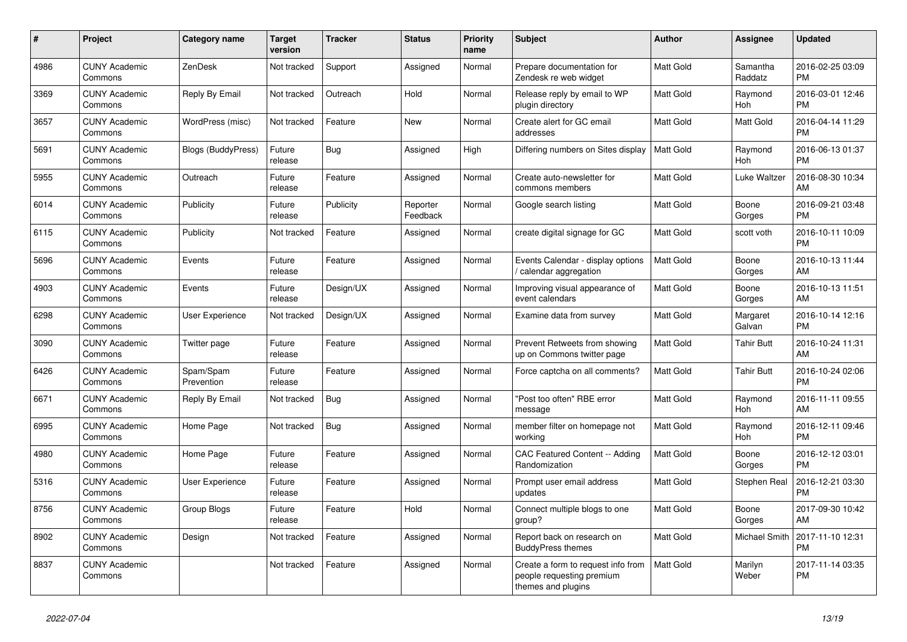| # | Project | Category name | Target version | Tracker | Status | Priority name | Subject | Author | Assignee | Updated |
|---|---|---|---|---|---|---|---|---|---|---|
| 4986 | CUNY Academic Commons | ZenDesk | Not tracked | Support | Assigned | Normal | Prepare documentation for Zendesk re web widget | Matt Gold | Samantha Raddatz | 2016-02-25 03:09 PM |
| 3369 | CUNY Academic Commons | Reply By Email | Not tracked | Outreach | Hold | Normal | Release reply by email to WP plugin directory | Matt Gold | Raymond Hoh | 2016-03-01 12:46 PM |
| 3657 | CUNY Academic Commons | WordPress (misc) | Not tracked | Feature | New | Normal | Create alert for GC email addresses | Matt Gold | Matt Gold | 2016-04-14 11:29 PM |
| 5691 | CUNY Academic Commons | Blogs (BuddyPress) | Future release | Bug | Assigned | High | Differing numbers on Sites display | Matt Gold | Raymond Hoh | 2016-06-13 01:37 PM |
| 5955 | CUNY Academic Commons | Outreach | Future release | Feature | Assigned | Normal | Create auto-newsletter for commons members | Matt Gold | Luke Waltzer | 2016-08-30 10:34 AM |
| 6014 | CUNY Academic Commons | Publicity | Future release | Publicity | Reporter Feedback | Normal | Google search listing | Matt Gold | Boone Gorges | 2016-09-21 03:48 PM |
| 6115 | CUNY Academic Commons | Publicity | Not tracked | Feature | Assigned | Normal | create digital signage for GC | Matt Gold | scott voth | 2016-10-11 10:09 PM |
| 5696 | CUNY Academic Commons | Events | Future release | Feature | Assigned | Normal | Events Calendar - display options / calendar aggregation | Matt Gold | Boone Gorges | 2016-10-13 11:44 AM |
| 4903 | CUNY Academic Commons | Events | Future release | Design/UX | Assigned | Normal | Improving visual appearance of event calendars | Matt Gold | Boone Gorges | 2016-10-13 11:51 AM |
| 6298 | CUNY Academic Commons | User Experience | Not tracked | Design/UX | Assigned | Normal | Examine data from survey | Matt Gold | Margaret Galvan | 2016-10-14 12:16 PM |
| 3090 | CUNY Academic Commons | Twitter page | Future release | Feature | Assigned | Normal | Prevent Retweets from showing up on Commons twitter page | Matt Gold | Tahir Butt | 2016-10-24 11:31 AM |
| 6426 | CUNY Academic Commons | Spam/Spam Prevention | Future release | Feature | Assigned | Normal | Force captcha on all comments? | Matt Gold | Tahir Butt | 2016-10-24 02:06 PM |
| 6671 | CUNY Academic Commons | Reply By Email | Not tracked | Bug | Assigned | Normal | "Post too often" RBE error message | Matt Gold | Raymond Hoh | 2016-11-11 09:55 AM |
| 6995 | CUNY Academic Commons | Home Page | Not tracked | Bug | Assigned | Normal | member filter on homepage not working | Matt Gold | Raymond Hoh | 2016-12-11 09:46 PM |
| 4980 | CUNY Academic Commons | Home Page | Future release | Feature | Assigned | Normal | CAC Featured Content -- Adding Randomization | Matt Gold | Boone Gorges | 2016-12-12 03:01 PM |
| 5316 | CUNY Academic Commons | User Experience | Future release | Feature | Assigned | Normal | Prompt user email address updates | Matt Gold | Stephen Real | 2016-12-21 03:30 PM |
| 8756 | CUNY Academic Commons | Group Blogs | Future release | Feature | Hold | Normal | Connect multiple blogs to one group? | Matt Gold | Boone Gorges | 2017-09-30 10:42 AM |
| 8902 | CUNY Academic Commons | Design | Not tracked | Feature | Assigned | Normal | Report back on research on BuddyPress themes | Matt Gold | Michael Smith | 2017-11-10 12:31 PM |
| 8837 | CUNY Academic Commons | | Not tracked | Feature | Assigned | Normal | Create a form to request info from people requesting premium themes and plugins | Matt Gold | Marilyn Weber | 2017-11-14 03:35 PM |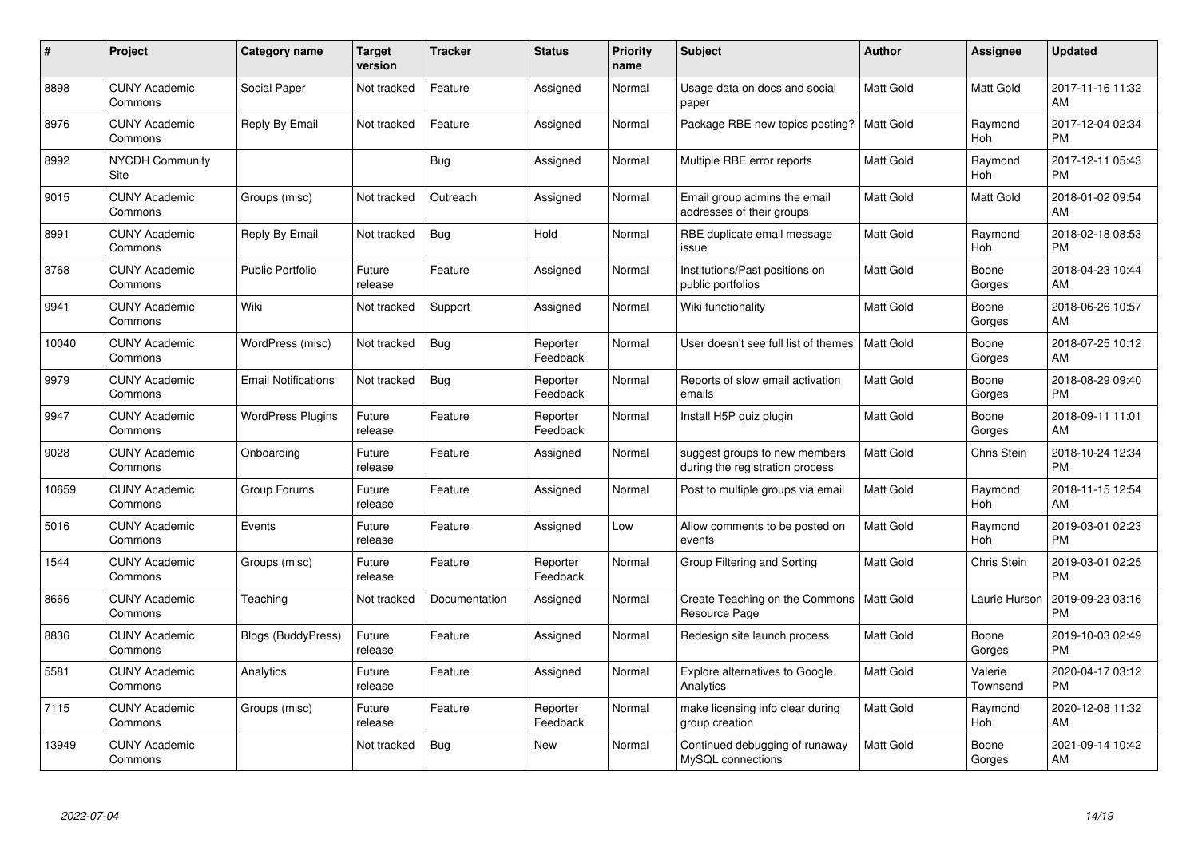| # | Project | Category name | Target version | Tracker | Status | Priority name | Subject | Author | Assignee | Updated |
|---|---|---|---|---|---|---|---|---|---|---|
| 8898 | CUNY Academic Commons | Social Paper | Not tracked | Feature | Assigned | Normal | Usage data on docs and social paper | Matt Gold | Matt Gold | 2017-11-16 11:32 AM |
| 8976 | CUNY Academic Commons | Reply By Email | Not tracked | Feature | Assigned | Normal | Package RBE new topics posting? | Matt Gold | Raymond Hoh | 2017-12-04 02:34 PM |
| 8992 | NYCDH Community Site | | | Bug | Assigned | Normal | Multiple RBE error reports | Matt Gold | Raymond Hoh | 2017-12-11 05:43 PM |
| 9015 | CUNY Academic Commons | Groups (misc) | Not tracked | Outreach | Assigned | Normal | Email group admins the email addresses of their groups | Matt Gold | Matt Gold | 2018-01-02 09:54 AM |
| 8991 | CUNY Academic Commons | Reply By Email | Not tracked | Bug | Hold | Normal | RBE duplicate email message issue | Matt Gold | Raymond Hoh | 2018-02-18 08:53 PM |
| 3768 | CUNY Academic Commons | Public Portfolio | Future release | Feature | Assigned | Normal | Institutions/Past positions on public portfolios | Matt Gold | Boone Gorges | 2018-04-23 10:44 AM |
| 9941 | CUNY Academic Commons | Wiki | Not tracked | Support | Assigned | Normal | Wiki functionality | Matt Gold | Boone Gorges | 2018-06-26 10:57 AM |
| 10040 | CUNY Academic Commons | WordPress (misc) | Not tracked | Bug | Reporter Feedback | Normal | User doesn't see full list of themes | Matt Gold | Boone Gorges | 2018-07-25 10:12 AM |
| 9979 | CUNY Academic Commons | Email Notifications | Not tracked | Bug | Reporter Feedback | Normal | Reports of slow email activation emails | Matt Gold | Boone Gorges | 2018-08-29 09:40 PM |
| 9947 | CUNY Academic Commons | WordPress Plugins | Future release | Feature | Reporter Feedback | Normal | Install H5P quiz plugin | Matt Gold | Boone Gorges | 2018-09-11 11:01 AM |
| 9028 | CUNY Academic Commons | Onboarding | Future release | Feature | Assigned | Normal | suggest groups to new members during the registration process | Matt Gold | Chris Stein | 2018-10-24 12:34 PM |
| 10659 | CUNY Academic Commons | Group Forums | Future release | Feature | Assigned | Normal | Post to multiple groups via email | Matt Gold | Raymond Hoh | 2018-11-15 12:54 AM |
| 5016 | CUNY Academic Commons | Events | Future release | Feature | Assigned | Low | Allow comments to be posted on events | Matt Gold | Raymond Hoh | 2019-03-01 02:23 PM |
| 1544 | CUNY Academic Commons | Groups (misc) | Future release | Feature | Reporter Feedback | Normal | Group Filtering and Sorting | Matt Gold | Chris Stein | 2019-03-01 02:25 PM |
| 8666 | CUNY Academic Commons | Teaching | Not tracked | Documentation | Assigned | Normal | Create Teaching on the Commons Resource Page | Matt Gold | Laurie Hurson | 2019-09-23 03:16 PM |
| 8836 | CUNY Academic Commons | Blogs (BuddyPress) | Future release | Feature | Assigned | Normal | Redesign site launch process | Matt Gold | Boone Gorges | 2019-10-03 02:49 PM |
| 5581 | CUNY Academic Commons | Analytics | Future release | Feature | Assigned | Normal | Explore alternatives to Google Analytics | Matt Gold | Valerie Townsend | 2020-04-17 03:12 PM |
| 7115 | CUNY Academic Commons | Groups (misc) | Future release | Feature | Reporter Feedback | Normal | make licensing info clear during group creation | Matt Gold | Raymond Hoh | 2020-12-08 11:32 AM |
| 13949 | CUNY Academic Commons | | Not tracked | Bug | New | Normal | Continued debugging of runaway MySQL connections | Matt Gold | Boone Gorges | 2021-09-14 10:42 AM |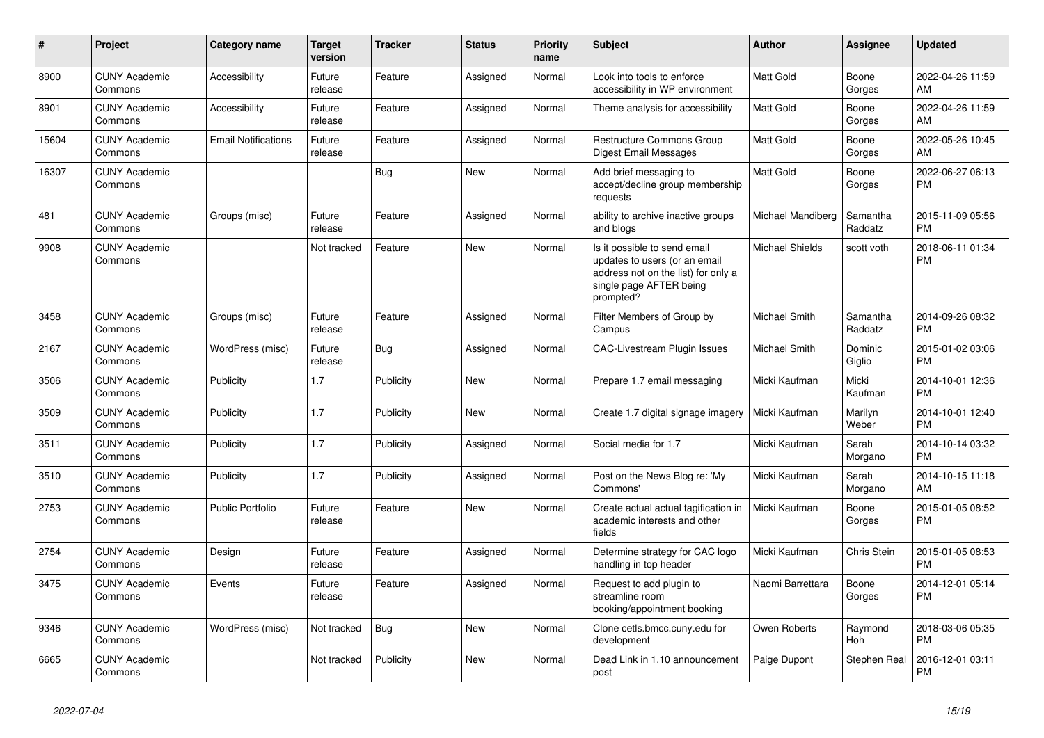| # | Project | Category name | Target version | Tracker | Status | Priority name | Subject | Author | Assignee | Updated |
|---|---|---|---|---|---|---|---|---|---|---|
| 8900 | CUNY Academic Commons | Accessibility | Future release | Feature | Assigned | Normal | Look into tools to enforce accessibility in WP environment | Matt Gold | Boone Gorges | 2022-04-26 11:59 AM |
| 8901 | CUNY Academic Commons | Accessibility | Future release | Feature | Assigned | Normal | Theme analysis for accessibility | Matt Gold | Boone Gorges | 2022-04-26 11:59 AM |
| 15604 | CUNY Academic Commons | Email Notifications | Future release | Feature | Assigned | Normal | Restructure Commons Group Digest Email Messages | Matt Gold | Boone Gorges | 2022-05-26 10:45 AM |
| 16307 | CUNY Academic Commons | | | Bug | New | Normal | Add brief messaging to accept/decline group membership requests | Matt Gold | Boone Gorges | 2022-06-27 06:13 PM |
| 481 | CUNY Academic Commons | Groups (misc) | Future release | Feature | Assigned | Normal | ability to archive inactive groups and blogs | Michael Mandiberg | Samantha Raddatz | 2015-11-09 05:56 PM |
| 9908 | CUNY Academic Commons | | Not tracked | Feature | New | Normal | Is it possible to send email updates to users (or an email address not on the list) for only a single page AFTER being prompted? | Michael Shields | scott voth | 2018-06-11 01:34 PM |
| 3458 | CUNY Academic Commons | Groups (misc) | Future release | Feature | Assigned | Normal | Filter Members of Group by Campus | Michael Smith | Samantha Raddatz | 2014-09-26 08:32 PM |
| 2167 | CUNY Academic Commons | WordPress (misc) | Future release | Bug | Assigned | Normal | CAC-Livestream Plugin Issues | Michael Smith | Dominic Giglio | 2015-01-02 03:06 PM |
| 3506 | CUNY Academic Commons | Publicity | 1.7 | Publicity | New | Normal | Prepare 1.7 email messaging | Micki Kaufman | Micki Kaufman | 2014-10-01 12:36 PM |
| 3509 | CUNY Academic Commons | Publicity | 1.7 | Publicity | New | Normal | Create 1.7 digital signage imagery | Micki Kaufman | Marilyn Weber | 2014-10-01 12:40 PM |
| 3511 | CUNY Academic Commons | Publicity | 1.7 | Publicity | Assigned | Normal | Social media for 1.7 | Micki Kaufman | Sarah Morgano | 2014-10-14 03:32 PM |
| 3510 | CUNY Academic Commons | Publicity | 1.7 | Publicity | Assigned | Normal | Post on the News Blog re: 'My Commons' | Micki Kaufman | Sarah Morgano | 2014-10-15 11:18 AM |
| 2753 | CUNY Academic Commons | Public Portfolio | Future release | Feature | New | Normal | Create actual actual tagification in academic interests and other fields | Micki Kaufman | Boone Gorges | 2015-01-05 08:52 PM |
| 2754 | CUNY Academic Commons | Design | Future release | Feature | Assigned | Normal | Determine strategy for CAC logo handling in top header | Micki Kaufman | Chris Stein | 2015-01-05 08:53 PM |
| 3475 | CUNY Academic Commons | Events | Future release | Feature | Assigned | Normal | Request to add plugin to streamline room booking/appointment booking | Naomi Barrettara | Boone Gorges | 2014-12-01 05:14 PM |
| 9346 | CUNY Academic Commons | WordPress (misc) | Not tracked | Bug | New | Normal | Clone cetls.bmcc.cuny.edu for development | Owen Roberts | Raymond Hoh | 2018-03-06 05:35 PM |
| 6665 | CUNY Academic Commons | | Not tracked | Publicity | New | Normal | Dead Link in 1.10 announcement post | Paige Dupont | Stephen Real | 2016-12-01 03:11 PM |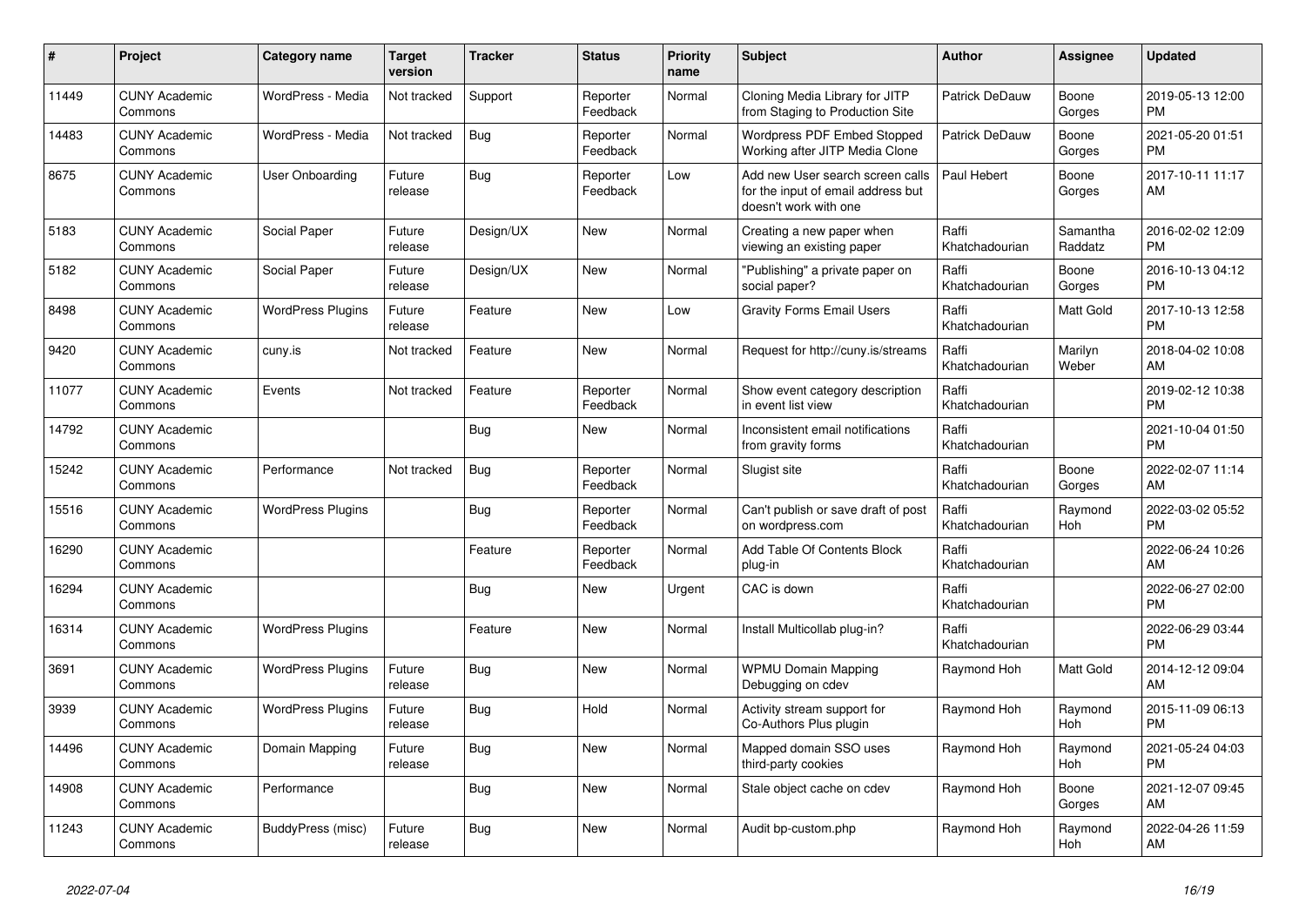| # | Project | Category name | Target version | Tracker | Status | Priority name | Subject | Author | Assignee | Updated |
|---|---|---|---|---|---|---|---|---|---|---|
| 11449 | CUNY Academic Commons | WordPress - Media | Not tracked | Support | Reporter Feedback | Normal | Cloning Media Library for JITP from Staging to Production Site | Patrick DeDauw | Boone Gorges | 2019-05-13 12:00 PM |
| 14483 | CUNY Academic Commons | WordPress - Media | Not tracked | Bug | Reporter Feedback | Normal | Wordpress PDF Embed Stopped Working after JITP Media Clone | Patrick DeDauw | Boone Gorges | 2021-05-20 01:51 PM |
| 8675 | CUNY Academic Commons | User Onboarding | Future release | Bug | Reporter Feedback | Low | Add new User search screen calls for the input of email address but doesn't work with one | Paul Hebert | Boone Gorges | 2017-10-11 11:17 AM |
| 5183 | CUNY Academic Commons | Social Paper | Future release | Design/UX | New | Normal | Creating a new paper when viewing an existing paper | Raffi Khatchadourian | Samantha Raddatz | 2016-02-02 12:09 PM |
| 5182 | CUNY Academic Commons | Social Paper | Future release | Design/UX | New | Normal | "Publishing" a private paper on social paper? | Raffi Khatchadourian | Boone Gorges | 2016-10-13 04:12 PM |
| 8498 | CUNY Academic Commons | WordPress Plugins | Future release | Feature | New | Low | Gravity Forms Email Users | Raffi Khatchadourian | Matt Gold | 2017-10-13 12:58 PM |
| 9420 | CUNY Academic Commons | cuny.is | Not tracked | Feature | New | Normal | Request for http://cuny.is/streams | Raffi Khatchadourian | Marilyn Weber | 2018-04-02 10:08 AM |
| 11077 | CUNY Academic Commons | Events | Not tracked | Feature | Reporter Feedback | Normal | Show event category description in event list view | Raffi Khatchadourian | | 2019-02-12 10:38 PM |
| 14792 | CUNY Academic Commons | | | Bug | New | Normal | Inconsistent email notifications from gravity forms | Raffi Khatchadourian | | 2021-10-04 01:50 PM |
| 15242 | CUNY Academic Commons | Performance | Not tracked | Bug | Reporter Feedback | Normal | Slugist site | Raffi Khatchadourian | Boone Gorges | 2022-02-07 11:14 AM |
| 15516 | CUNY Academic Commons | WordPress Plugins | | Bug | Reporter Feedback | Normal | Can't publish or save draft of post on wordpress.com | Raffi Khatchadourian | Raymond Hoh | 2022-03-02 05:52 PM |
| 16290 | CUNY Academic Commons | | | Feature | Reporter Feedback | Normal | Add Table Of Contents Block plug-in | Raffi Khatchadourian | | 2022-06-24 10:26 AM |
| 16294 | CUNY Academic Commons | | | Bug | New | Urgent | CAC is down | Raffi Khatchadourian | | 2022-06-27 02:00 PM |
| 16314 | CUNY Academic Commons | WordPress Plugins | | Feature | New | Normal | Install Multicollab plug-in? | Raffi Khatchadourian | | 2022-06-29 03:44 PM |
| 3691 | CUNY Academic Commons | WordPress Plugins | Future release | Bug | New | Normal | WPMU Domain Mapping Debugging on cdev | Raymond Hoh | Matt Gold | 2014-12-12 09:04 AM |
| 3939 | CUNY Academic Commons | WordPress Plugins | Future release | Bug | Hold | Normal | Activity stream support for Co-Authors Plus plugin | Raymond Hoh | Raymond Hoh | 2015-11-09 06:13 PM |
| 14496 | CUNY Academic Commons | Domain Mapping | Future release | Bug | New | Normal | Mapped domain SSO uses third-party cookies | Raymond Hoh | Raymond Hoh | 2021-05-24 04:03 PM |
| 14908 | CUNY Academic Commons | Performance | | Bug | New | Normal | Stale object cache on cdev | Raymond Hoh | Boone Gorges | 2021-12-07 09:45 AM |
| 11243 | CUNY Academic Commons | BuddyPress (misc) | Future release | Bug | New | Normal | Audit bp-custom.php | Raymond Hoh | Raymond Hoh | 2022-04-26 11:59 AM |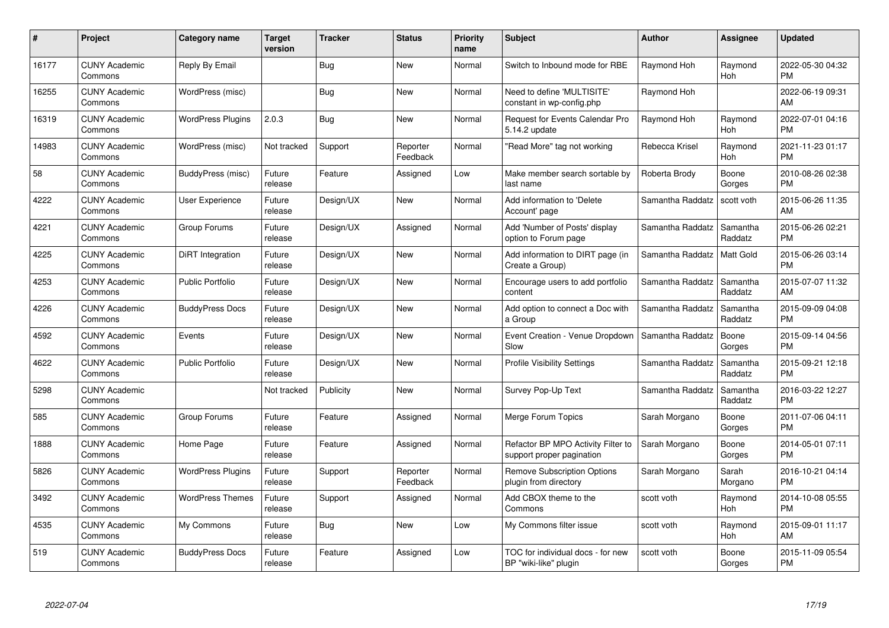| # | Project | Category name | Target version | Tracker | Status | Priority name | Subject | Author | Assignee | Updated |
|---|---|---|---|---|---|---|---|---|---|---|
| 16177 | CUNY Academic Commons | Reply By Email | | Bug | New | Normal | Switch to Inbound mode for RBE | Raymond Hoh | Raymond Hoh | 2022-05-30 04:32 PM |
| 16255 | CUNY Academic Commons | WordPress (misc) | | Bug | New | Normal | Need to define 'MULTISITE' constant in wp-config.php | Raymond Hoh | | 2022-06-19 09:31 AM |
| 16319 | CUNY Academic Commons | WordPress Plugins | 2.0.3 | Bug | New | Normal | Request for Events Calendar Pro 5.14.2 update | Raymond Hoh | Raymond Hoh | 2022-07-01 04:16 PM |
| 14983 | CUNY Academic Commons | WordPress (misc) | Not tracked | Support | Reporter Feedback | Normal | "Read More" tag not working | Rebecca Krisel | Raymond Hoh | 2021-11-23 01:17 PM |
| 58 | CUNY Academic Commons | BuddyPress (misc) | Future release | Feature | Assigned | Low | Make member search sortable by last name | Roberta Brody | Boone Gorges | 2010-08-26 02:38 PM |
| 4222 | CUNY Academic Commons | User Experience | Future release | Design/UX | New | Normal | Add information to 'Delete Account' page | Samantha Raddatz | scott voth | 2015-06-26 11:35 AM |
| 4221 | CUNY Academic Commons | Group Forums | Future release | Design/UX | Assigned | Normal | Add 'Number of Posts' display option to Forum page | Samantha Raddatz | Samantha Raddatz | 2015-06-26 02:21 PM |
| 4225 | CUNY Academic Commons | DiRT Integration | Future release | Design/UX | New | Normal | Add information to DIRT page (in Create a Group) | Samantha Raddatz | Matt Gold | 2015-06-26 03:14 PM |
| 4253 | CUNY Academic Commons | Public Portfolio | Future release | Design/UX | New | Normal | Encourage users to add portfolio content | Samantha Raddatz | Samantha Raddatz | 2015-07-07 11:32 AM |
| 4226 | CUNY Academic Commons | BuddyPress Docs | Future release | Design/UX | New | Normal | Add option to connect a Doc with a Group | Samantha Raddatz | Samantha Raddatz | 2015-09-09 04:08 PM |
| 4592 | CUNY Academic Commons | Events | Future release | Design/UX | New | Normal | Event Creation - Venue Dropdown Slow | Samantha Raddatz | Boone Gorges | 2015-09-14 04:56 PM |
| 4622 | CUNY Academic Commons | Public Portfolio | Future release | Design/UX | New | Normal | Profile Visibility Settings | Samantha Raddatz | Samantha Raddatz | 2015-09-21 12:18 PM |
| 5298 | CUNY Academic Commons | | Not tracked | Publicity | New | Normal | Survey Pop-Up Text | Samantha Raddatz | Samantha Raddatz | 2016-03-22 12:27 PM |
| 585 | CUNY Academic Commons | Group Forums | Future release | Feature | Assigned | Normal | Merge Forum Topics | Sarah Morgano | Boone Gorges | 2011-07-06 04:11 PM |
| 1888 | CUNY Academic Commons | Home Page | Future release | Feature | Assigned | Normal | Refactor BP MPO Activity Filter to support proper pagination | Sarah Morgano | Boone Gorges | 2014-05-01 07:11 PM |
| 5826 | CUNY Academic Commons | WordPress Plugins | Future release | Support | Reporter Feedback | Normal | Remove Subscription Options plugin from directory | Sarah Morgano | Sarah Morgano | 2016-10-21 04:14 PM |
| 3492 | CUNY Academic Commons | WordPress Themes | Future release | Support | Assigned | Normal | Add CBOX theme to the Commons | scott voth | Raymond Hoh | 2014-10-08 05:55 PM |
| 4535 | CUNY Academic Commons | My Commons | Future release | Bug | New | Low | My Commons filter issue | scott voth | Raymond Hoh | 2015-09-01 11:17 AM |
| 519 | CUNY Academic Commons | BuddyPress Docs | Future release | Feature | Assigned | Low | TOC for individual docs - for new BP "wiki-like" plugin | scott voth | Boone Gorges | 2015-11-09 05:54 PM |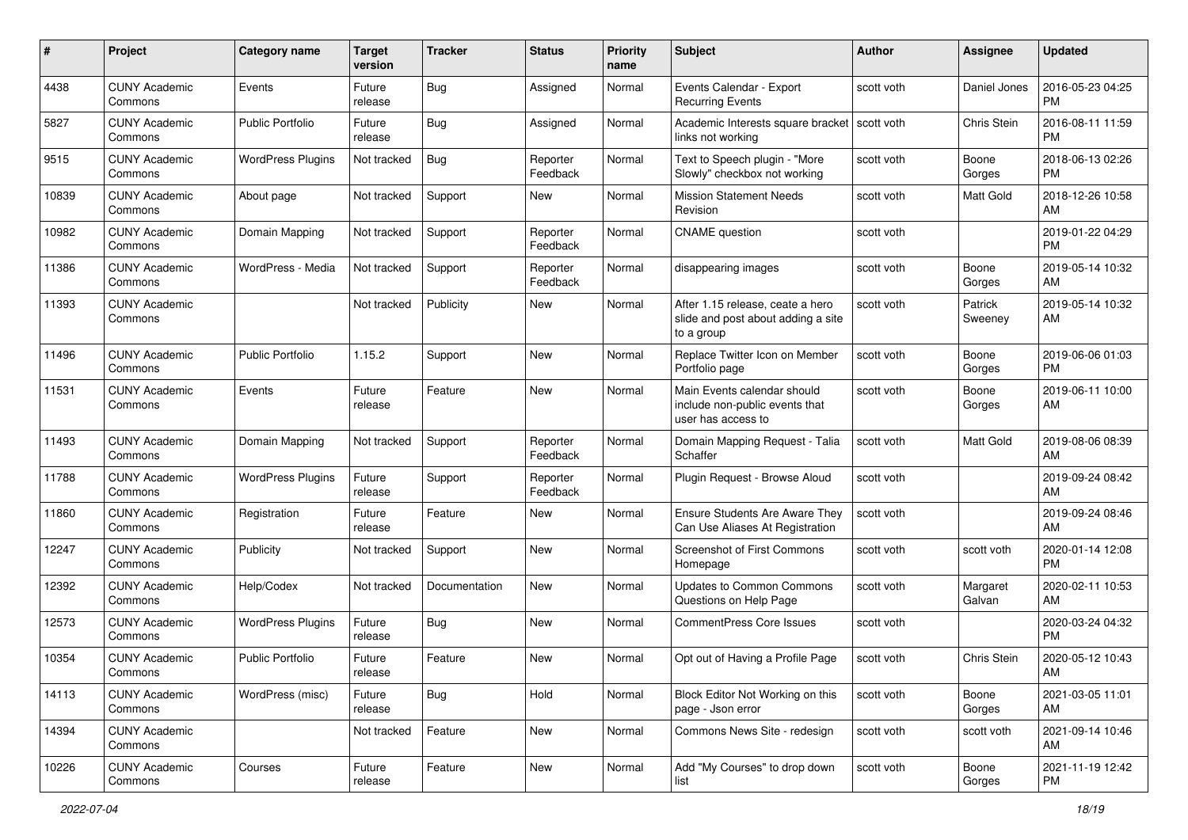| # | Project | Category name | Target version | Tracker | Status | Priority name | Subject | Author | Assignee | Updated |
|---|---|---|---|---|---|---|---|---|---|---|
| 4438 | CUNY Academic Commons | Events | Future release | Bug | Assigned | Normal | Events Calendar - Export Recurring Events | scott voth | Daniel Jones | 2016-05-23 04:25 PM |
| 5827 | CUNY Academic Commons | Public Portfolio | Future release | Bug | Assigned | Normal | Academic Interests square bracket links not working | scott voth | Chris Stein | 2016-08-11 11:59 PM |
| 9515 | CUNY Academic Commons | WordPress Plugins | Not tracked | Bug | Reporter Feedback | Normal | Text to Speech plugin - "More Slowly" checkbox not working | scott voth | Boone Gorges | 2018-06-13 02:26 PM |
| 10839 | CUNY Academic Commons | About page | Not tracked | Support | New | Normal | Mission Statement Needs Revision | scott voth | Matt Gold | 2018-12-26 10:58 AM |
| 10982 | CUNY Academic Commons | Domain Mapping | Not tracked | Support | Reporter Feedback | Normal | CNAME question | scott voth | | 2019-01-22 04:29 PM |
| 11386 | CUNY Academic Commons | WordPress - Media | Not tracked | Support | Reporter Feedback | Normal | disappearing images | scott voth | Boone Gorges | 2019-05-14 10:32 AM |
| 11393 | CUNY Academic Commons | | Not tracked | Publicity | New | Normal | After 1.15 release, ceate a hero slide and post about adding a site to a group | scott voth | Patrick Sweeney | 2019-05-14 10:32 AM |
| 11496 | CUNY Academic Commons | Public Portfolio | 1.15.2 | Support | New | Normal | Replace Twitter Icon on Member Portfolio page | scott voth | Boone Gorges | 2019-06-06 01:03 PM |
| 11531 | CUNY Academic Commons | Events | Future release | Feature | New | Normal | Main Events calendar should include non-public events that user has access to | scott voth | Boone Gorges | 2019-06-11 10:00 AM |
| 11493 | CUNY Academic Commons | Domain Mapping | Not tracked | Support | Reporter Feedback | Normal | Domain Mapping Request - Talia Schaffer | scott voth | Matt Gold | 2019-08-06 08:39 AM |
| 11788 | CUNY Academic Commons | WordPress Plugins | Future release | Support | Reporter Feedback | Normal | Plugin Request - Browse Aloud | scott voth | | 2019-09-24 08:42 AM |
| 11860 | CUNY Academic Commons | Registration | Future release | Feature | New | Normal | Ensure Students Are Aware They Can Use Aliases At Registration | scott voth | | 2019-09-24 08:46 AM |
| 12247 | CUNY Academic Commons | Publicity | Not tracked | Support | New | Normal | Screenshot of First Commons Homepage | scott voth | scott voth | 2020-01-14 12:08 PM |
| 12392 | CUNY Academic Commons | Help/Codex | Not tracked | Documentation | New | Normal | Updates to Common Commons Questions on Help Page | scott voth | Margaret Galvan | 2020-02-11 10:53 AM |
| 12573 | CUNY Academic Commons | WordPress Plugins | Future release | Bug | New | Normal | CommentPress Core Issues | scott voth | | 2020-03-24 04:32 PM |
| 10354 | CUNY Academic Commons | Public Portfolio | Future release | Feature | New | Normal | Opt out of Having a Profile Page | scott voth | Chris Stein | 2020-05-12 10:43 AM |
| 14113 | CUNY Academic Commons | WordPress (misc) | Future release | Bug | Hold | Normal | Block Editor Not Working on this page - Json error | scott voth | Boone Gorges | 2021-03-05 11:01 AM |
| 14394 | CUNY Academic Commons | | Not tracked | Feature | New | Normal | Commons News Site - redesign | scott voth | scott voth | 2021-09-14 10:46 AM |
| 10226 | CUNY Academic Commons | Courses | Future release | Feature | New | Normal | Add "My Courses" to drop down list | scott voth | Boone Gorges | 2021-11-19 12:42 PM |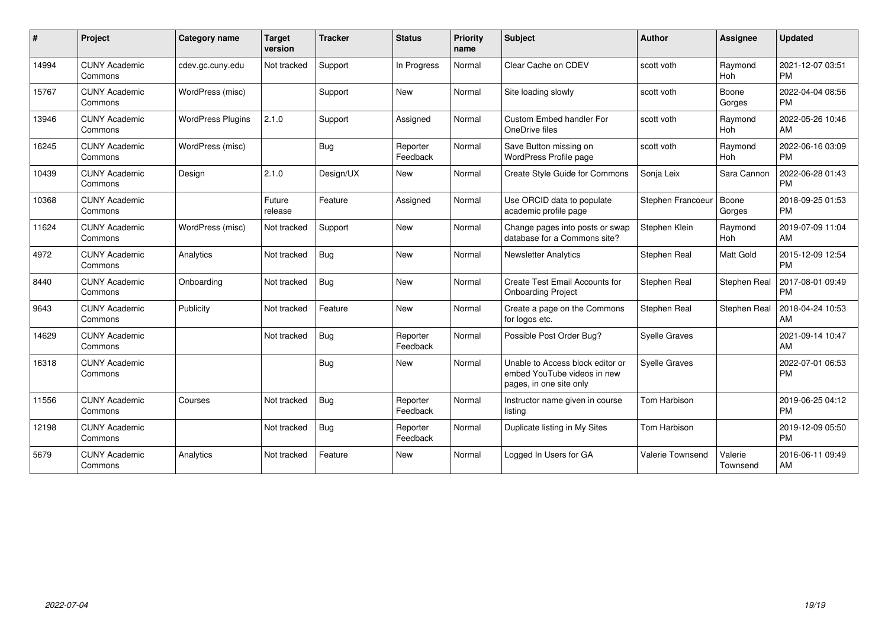| # | Project | Category name | Target version | Tracker | Status | Priority name | Subject | Author | Assignee | Updated |
|---|---|---|---|---|---|---|---|---|---|---|
| 14994 | CUNY Academic Commons | cdev.gc.cuny.edu | Not tracked | Support | In Progress | Normal | Clear Cache on CDEV | scott voth | Raymond Hoh | 2021-12-07 03:51 PM |
| 15767 | CUNY Academic Commons | WordPress (misc) | | Support | New | Normal | Site loading slowly | scott voth | Boone Gorges | 2022-04-04 08:56 PM |
| 13946 | CUNY Academic Commons | WordPress Plugins | 2.1.0 | Support | Assigned | Normal | Custom Embed handler For OneDrive files | scott voth | Raymond Hoh | 2022-05-26 10:46 AM |
| 16245 | CUNY Academic Commons | WordPress (misc) | | Bug | Reporter Feedback | Normal | Save Button missing on WordPress Profile page | scott voth | Raymond Hoh | 2022-06-16 03:09 PM |
| 10439 | CUNY Academic Commons | Design | 2.1.0 | Design/UX | New | Normal | Create Style Guide for Commons | Sonja Leix | Sara Cannon | 2022-06-28 01:43 PM |
| 10368 | CUNY Academic Commons | | Future release | Feature | Assigned | Normal | Use ORCID data to populate academic profile page | Stephen Francoeur | Boone Gorges | 2018-09-25 01:53 PM |
| 11624 | CUNY Academic Commons | WordPress (misc) | Not tracked | Support | New | Normal | Change pages into posts or swap database for a Commons site? | Stephen Klein | Raymond Hoh | 2019-07-09 11:04 AM |
| 4972 | CUNY Academic Commons | Analytics | Not tracked | Bug | New | Normal | Newsletter Analytics | Stephen Real | Matt Gold | 2015-12-09 12:54 PM |
| 8440 | CUNY Academic Commons | Onboarding | Not tracked | Bug | New | Normal | Create Test Email Accounts for Onboarding Project | Stephen Real | Stephen Real | 2017-08-01 09:49 PM |
| 9643 | CUNY Academic Commons | Publicity | Not tracked | Feature | New | Normal | Create a page on the Commons for logos etc. | Stephen Real | Stephen Real | 2018-04-24 10:53 AM |
| 14629 | CUNY Academic Commons | | Not tracked | Bug | Reporter Feedback | Normal | Possible Post Order Bug? | Syelle Graves | | 2021-09-14 10:47 AM |
| 16318 | CUNY Academic Commons | | | Bug | New | Normal | Unable to Access block editor or embed YouTube videos in new pages, in one site only | Syelle Graves | | 2022-07-01 06:53 PM |
| 11556 | CUNY Academic Commons | Courses | Not tracked | Bug | Reporter Feedback | Normal | Instructor name given in course listing | Tom Harbison | | 2019-06-25 04:12 PM |
| 12198 | CUNY Academic Commons | | Not tracked | Bug | Reporter Feedback | Normal | Duplicate listing in My Sites | Tom Harbison | | 2019-12-09 05:50 PM |
| 5679 | CUNY Academic Commons | Analytics | Not tracked | Feature | New | Normal | Logged In Users for GA | Valerie Townsend | Valerie Townsend | 2016-06-11 09:49 AM |